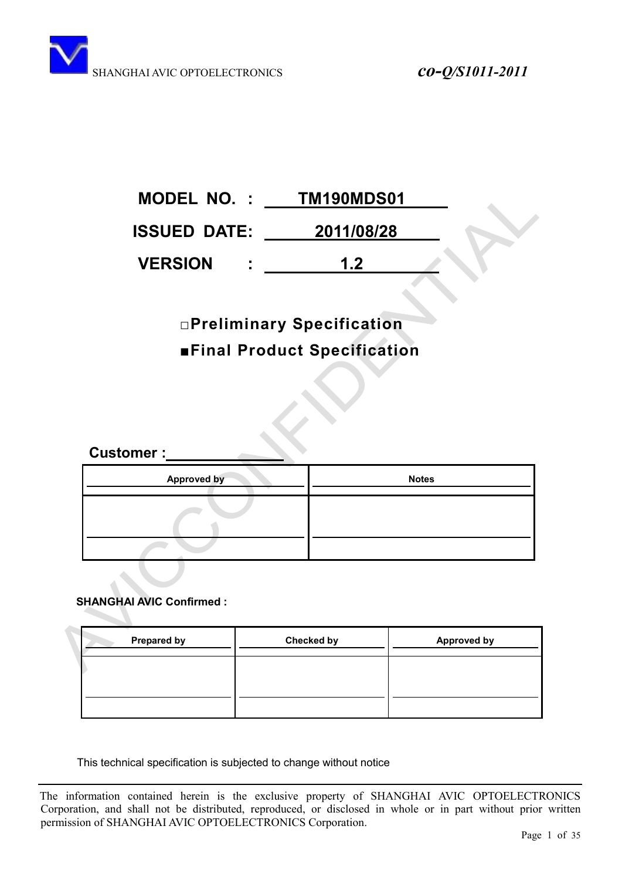SHANGHAI AVIC OPTOELECTRONICS *co-Q/S1011-2011*

**MODEL NO. : TM190MDS01**

**ISSUED DATE: 2011/08/28**

**VERSION : 1.2**

□**Preliminary Specification**

■**Final Product Specification**

**Customer :**

| Approved by | Notes |
|---|---|
| | |

**SHANGHAI AVIC Confirmed :**

| Prepared by | Checked by | Approved by |
|---|---|---|
| | | |

This technical specification is subjected to change without notice

The information contained herein is the exclusive property of SHANGHAI AVIC OPTOELECTRONICS Corporation, and shall not be distributed, reproduced, or disclosed in whole or in part without prior written permission of SHANGHAI AVIC OPTOELECTRONICS Corporation.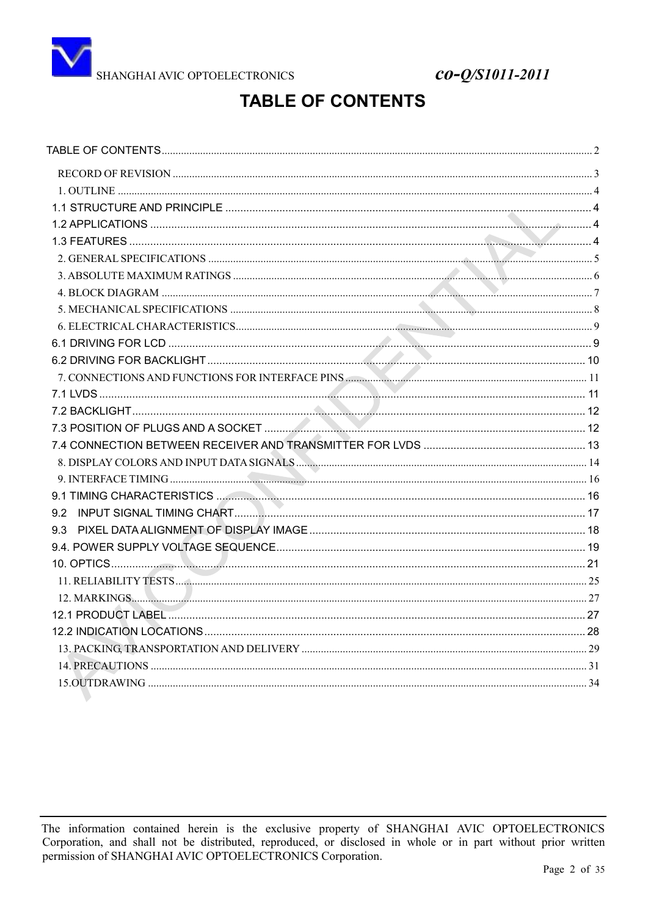# TABLE OF CONTENTS

TABLE OF CONTENTS ........ 2

- RECORD OF REVISION ........ 3
- 1. OUTLINE ........ 4
- 1.1 STRUCTURE AND PRINCIPLE ........ 4
- 1.2 APPLICATIONS ........ 4
- 1.3 FEATURES ........ 4
- 2. GENERAL SPECIFICATIONS ........ 5
- 3. ABSOLUTE MAXIMUM RATINGS ........ 6
- 4. BLOCK DIAGRAM ........ 7
- 5. MECHANICAL SPECIFICATIONS ........ 8
- 6. ELECTRICAL CHARACTERISTICS ........ 9
- 6.1 DRIVING FOR LCD ........ 9
- 6.2 DRIVING FOR BACKLIGHT ........ 10
- 7. CONNECTIONS AND FUNCTIONS FOR INTERFACE PINS ........ 11
- 7.1 LVDS ........ 11
- 7.2 BACKLIGHT ........ 12
- 7.3 POSITION OF PLUGS AND A SOCKET ........ 12
- 7.4 CONNECTION BETWEEN RECEIVER AND TRANSMITTER FOR LVDS ........ 13
- 8. DISPLAY COLORS AND INPUT DATA SIGNALS ........ 14
- 9. INTERFACE TIMING ........ 16
- 9.1 TIMING CHARACTERISTICS ........ 16
- 9.2 INPUT SIGNAL TIMING CHART ........ 17
- 9.3 PIXEL DATA ALIGNMENT OF DISPLAY IMAGE ........ 18
- 9.4. POWER SUPPLY VOLTAGE SEQUENCE ........ 19
- 10. OPTICS ........ 21
- 11. RELIABILITY TESTS ........ 25
- 12. MARKINGS ........ 27
- 12.1 PRODUCT LABEL ........ 27
- 12.2 INDICATION LOCATIONS ........ 28
- 13. PACKING, TRANSPORTATION AND DELIVERY ........ 29
- 14. PRECAUTIONS ........ 31
- 15.OUTDRAWING ........ 34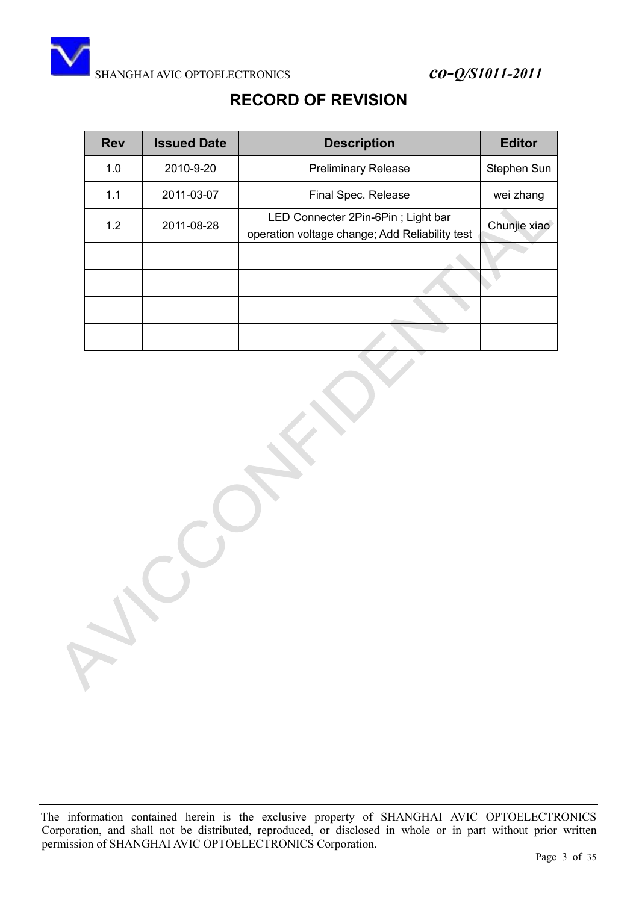# RECORD OF REVISION

| Rev | Issued Date | Description | Editor |
| --- | --- | --- | --- |
| 1.0 | 2010-9-20 | Preliminary Release | Stephen Sun |
| 1.1 | 2011-03-07 | Final Spec. Release | wei zhang |
| 1.2 | 2011-08-28 | LED Connecter 2Pin-6Pin ; Light bar operation voltage change; Add Reliability test | Chunjie xiao |
| | | | |
| | | | |
| | | | |
| | | | |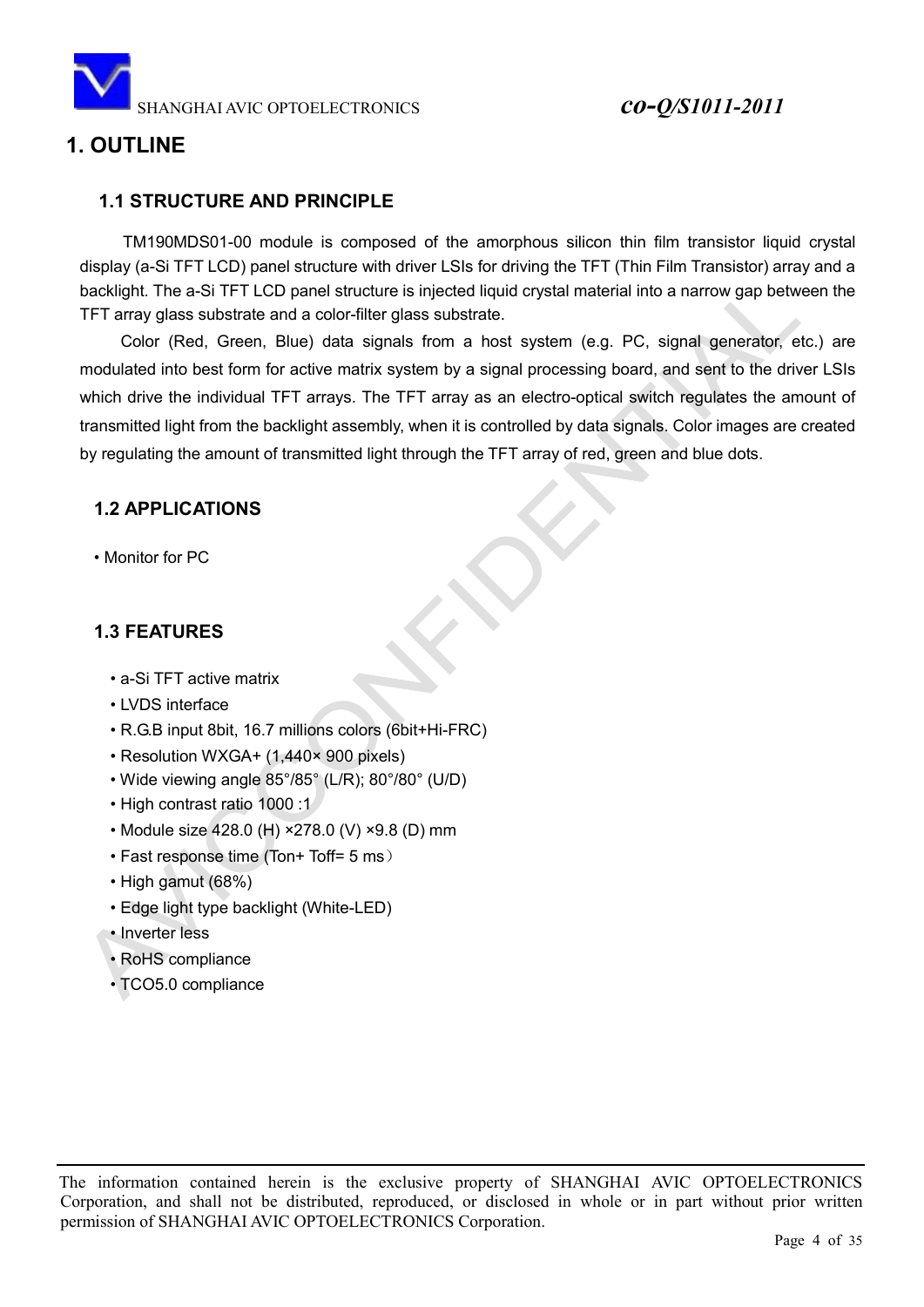# 1. OUTLINE

## 1.1 STRUCTURE AND PRINCIPLE

TM190MDS01-00 module is composed of the amorphous silicon thin film transistor liquid crystal display (a-Si TFT LCD) panel structure with driver LSIs for driving the TFT (Thin Film Transistor) array and a backlight. The a-Si TFT LCD panel structure is injected liquid crystal material into a narrow gap between the TFT array glass substrate and a color-filter glass substrate.

Color (Red, Green, Blue) data signals from a host system (e.g. PC, signal generator, etc.) are modulated into best form for active matrix system by a signal processing board, and sent to the driver LSIs which drive the individual TFT arrays. The TFT array as an electro-optical switch regulates the amount of transmitted light from the backlight assembly, when it is controlled by data signals. Color images are created by regulating the amount of transmitted light through the TFT array of red, green and blue dots.

## 1.2 APPLICATIONS

- Monitor for PC

## 1.3 FEATURES

- a-Si TFT active matrix
- LVDS interface
- R.G.B input 8bit, 16.7 millions colors (6bit+Hi-FRC)
- Resolution WXGA+ (1,440× 900 pixels)
- Wide viewing angle 85°/85° (L/R); 80°/80° (U/D)
- High contrast ratio 1000 :1
- Module size 428.0 (H) ×278.0 (V) ×9.8 (D) mm
- Fast response time (Ton+ Toff= 5 ms）
- High gamut (68%)
- Edge light type backlight (White-LED)
- Inverter less
- RoHS compliance
- TCO5.0 compliance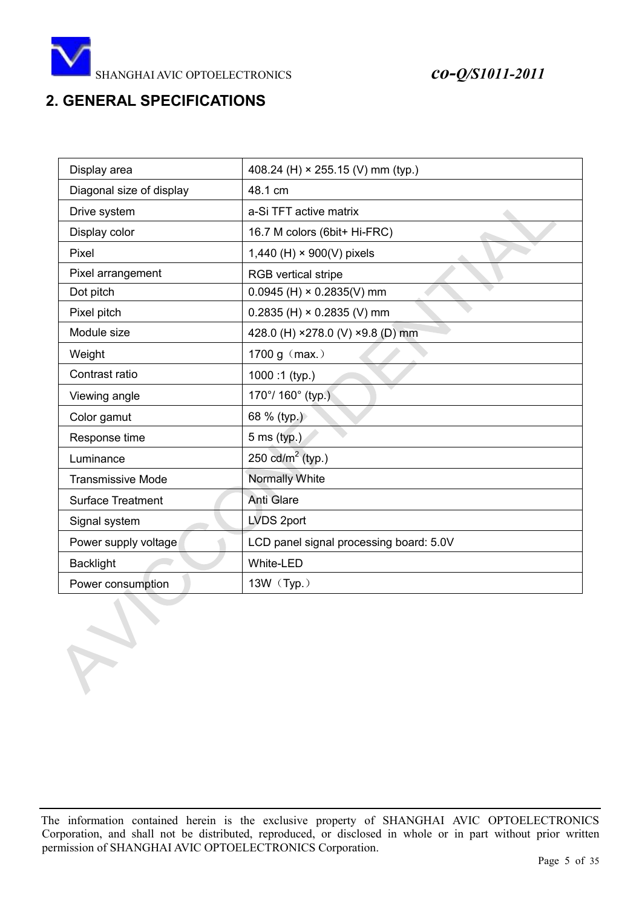## 2. GENERAL SPECIFICATIONS

| Display area | 408.24 (H) × 255.15 (V) mm (typ.) |
|---|---|
| Diagonal size of display | 48.1 cm |
| Drive system | a-Si TFT active matrix |
| Display color | 16.7 M colors (6bit+ Hi-FRC) |
| Pixel | 1,440 (H) × 900(V) pixels |
| Pixel arrangement | RGB vertical stripe |
| Dot pitch | 0.0945 (H) × 0.2835(V) mm |
| Pixel pitch | 0.2835 (H) × 0.2835 (V) mm |
| Module size | 428.0 (H) ×278.0 (V) ×9.8 (D) mm |
| Weight | 1700 g（max.） |
| Contrast ratio | 1000 :1 (typ.) |
| Viewing angle | 170°/ 160° (typ.) |
| Color gamut | 68 % (typ.) |
| Response time | 5 ms (typ.) |
| Luminance | 250 cd/$m^2$ (typ.) |
| Transmissive Mode | Normally White |
| Surface Treatment | Anti Glare |
| Signal system | LVDS 2port |
| Power supply voltage | LCD panel signal processing board: 5.0V |
| Backlight | White-LED |
| Power consumption | 13W（Typ.） |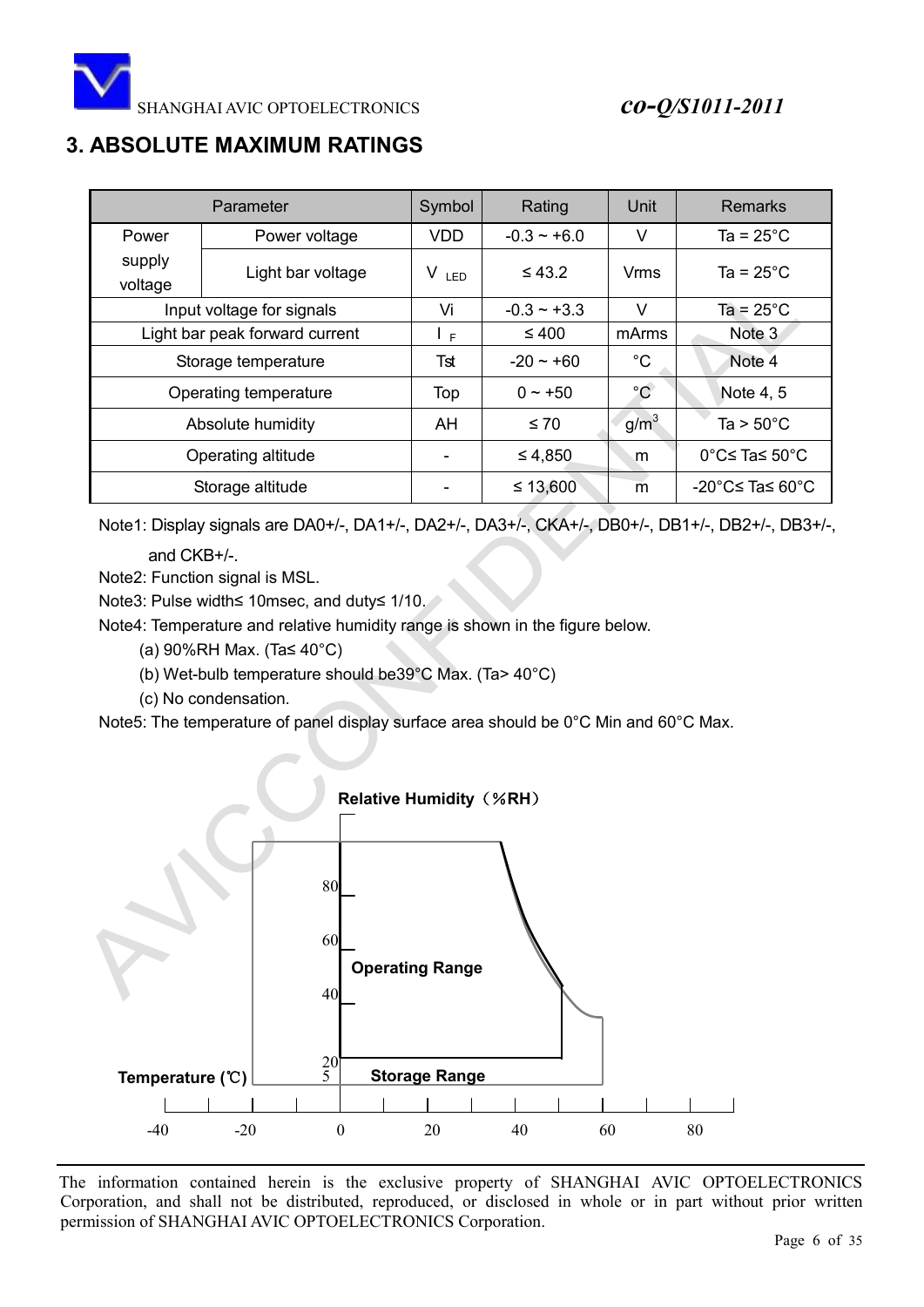## 3. ABSOLUTE MAXIMUM RATINGS

| Parameter | | Symbol | Rating | Unit | Remarks |
|---|---|---|---|---|---|
| Power supply voltage | Power voltage | VDD | -0.3 ~ +6.0 | V | Ta = 25°C |
| | Light bar voltage | $V_{LED}$ | ≤ 43.2 | Vrms | Ta = 25°C |
| Input voltage for signals | | Vi | -0.3 ~ +3.3 | V | Ta = 25°C |
| Light bar peak forward current | | $I_F$ | ≤ 400 | mArms | Note 3 |
| Storage temperature | | Tst | -20 ~ +60 | °C | Note 4 |
| Operating temperature | | Top | 0 ~ +50 | °C | Note 4, 5 |
| Absolute humidity | | AH | ≤ 70 | $g/m^3$ | Ta > 50°C |
| Operating altitude | | - | ≤ 4,850 | m | 0°C≤ Ta≤ 50°C |
| Storage altitude | | - | ≤ 13,600 | m | -20°C≤ Ta≤ 60°C |

Note1: Display signals are DA0+/-, DA1+/-, DA2+/-, DA3+/-, CKA+/-, DB0+/-, DB1+/-, DB2+/-, DB3+/-, and CKB+/-.

Note2: Function signal is MSL.

Note3: Pulse width≤ 10msec, and duty≤ 1/10.

Note4: Temperature and relative humidity range is shown in the figure below.

(a) 90%RH Max. (Ta≤ 40°C)

(b) Wet-bulb temperature should be39°C Max. (Ta> 40°C)

(c) No condensation.

Note5: The temperature of panel display surface area should be 0°C Min and 60°C Max.

Relative Humidity（%RH）

80

60

Operating Range

40

20

5

Storage Range

Temperature (℃)

-40 -20 0 20 40 60 80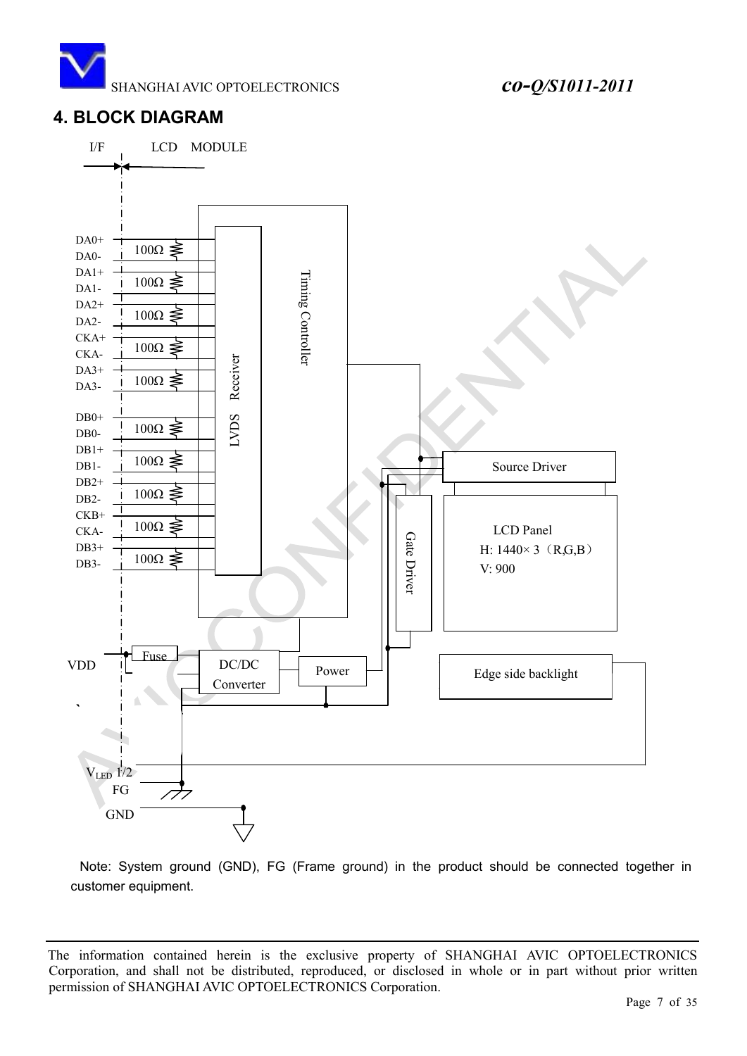## 4. BLOCK DIAGRAM

I/F LCD MODULE

DA0+
DA0-
DA1+
DA1-
DA2+
DA2-
CKA+
CKA-
DA3+
DA3-

DB0+
DB0-
DB1+
DB1-
DB2+
DB2-
CKB+
CKA-
DB3+
DB3-

100Ω (×10)

LVDS Receiver

Timing Controller

Source Driver

Gate Driver

LCD Panel
H: 1440× 3（R,G,B）
V: 900

VDD

Fuse

DC/DC Converter

Power

Edge side backlight

$V_{LED}$ 1/2

FG

GND

Note: System ground (GND), FG (Frame ground) in the product should be connected together in customer equipment.

The information contained herein is the exclusive property of SHANGHAI AVIC OPTOELECTRONICS Corporation, and shall not be distributed, reproduced, or disclosed in whole or in part without prior written permission of SHANGHAI AVIC OPTOELECTRONICS Corporation.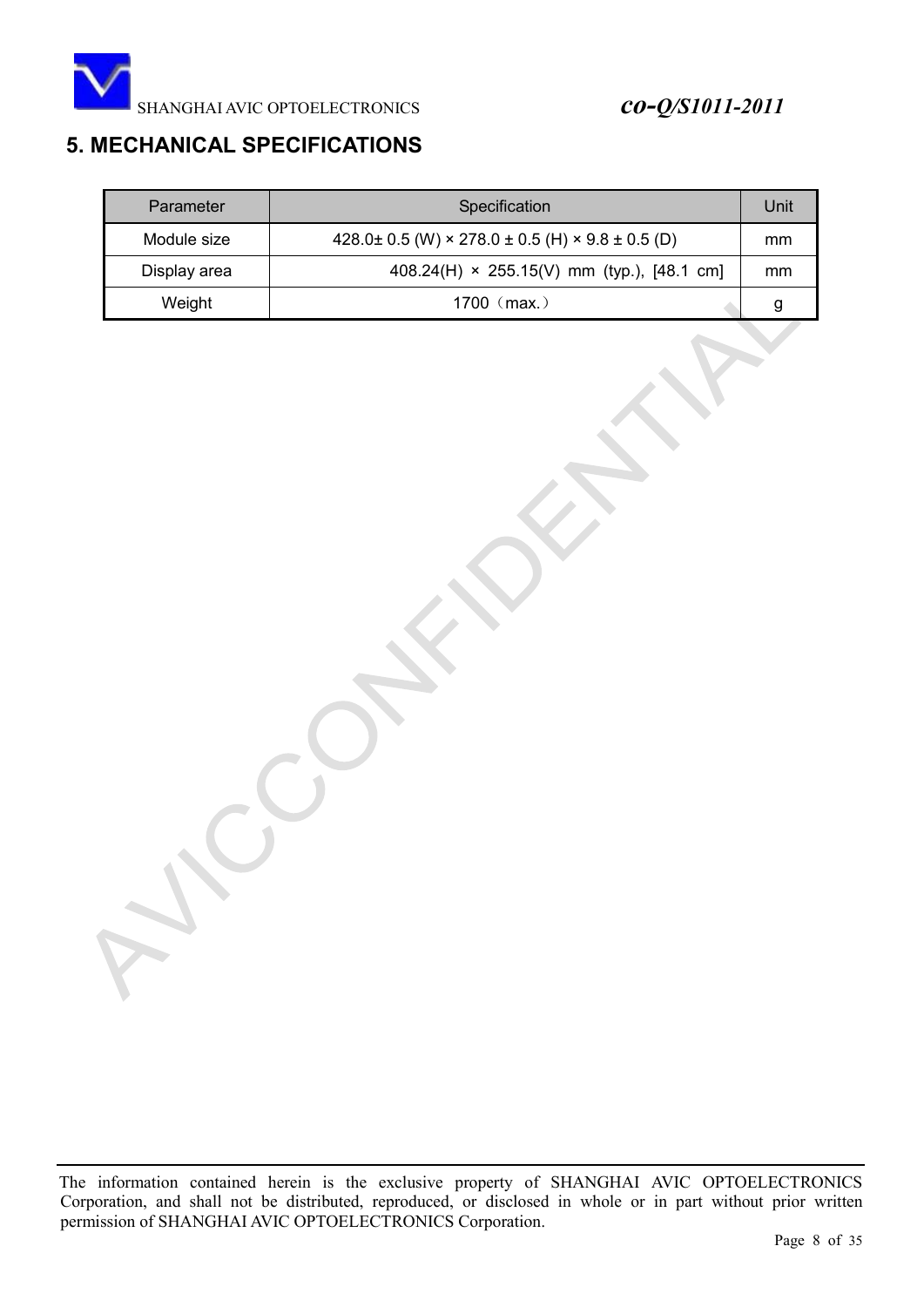## 5. MECHANICAL SPECIFICATIONS

| Parameter | Specification | Unit |
|---|---|---|
| Module size | 428.0± 0.5 (W) × 278.0 ± 0.5 (H) × 9.8 ± 0.5 (D) | mm |
| Display area | 408.24(H) × 255.15(V) mm (typ.), [48.1 cm] | mm |
| Weight | 1700（max.） | g |

The information contained herein is the exclusive property of SHANGHAI AVIC OPTOELECTRONICS Corporation, and shall not be distributed, reproduced, or disclosed in whole or in part without prior written permission of SHANGHAI AVIC OPTOELECTRONICS Corporation.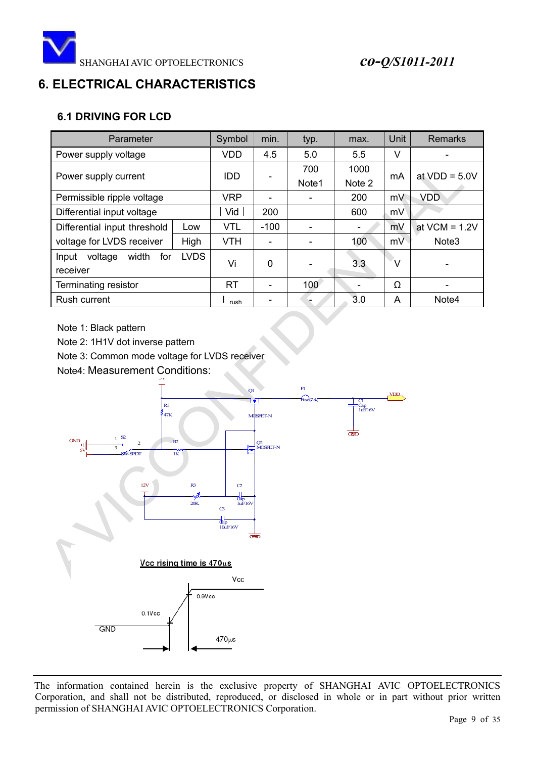# 6. ELECTRICAL CHARACTERISTICS

## 6.1 DRIVING FOR LCD

| Parameter | | Symbol | min. | typ. | max. | Unit | Remarks |
|---|---|---|---|---|---|---|---|
| Power supply voltage | | VDD | 4.5 | 5.0 | 5.5 | V | - |
| Power supply current | | IDD | - | 700 Note1 | 1000 Note 2 | mA | at VDD = 5.0V |
| Permissible ripple voltage | | VRP | - | - | 200 | mV | VDD |
| Differential input voltage | | \|Vid\| | 200 | | 600 | mV | |
| Differential input threshold voltage for LVDS receiver | Low | VTL | -100 | - | - | mV | at VCM = 1.2V Note3 |
| | High | VTH | - | - | 100 | mV | |
| Input voltage width for LVDS receiver | | Vi | 0 | - | 3.3 | V | - |
| Terminating resistor | | RT | - | 100 | - | Ω | - |
| Rush current | | $I_{rush}$ | - | - | 3.0 | A | Note4 |

Note 1: Black pattern

Note 2: 1H1V dot inverse pattern

Note 3: Common mode voltage for LVDS receiver

Note4: Measurement Conditions:

Vcc rising time is 470µs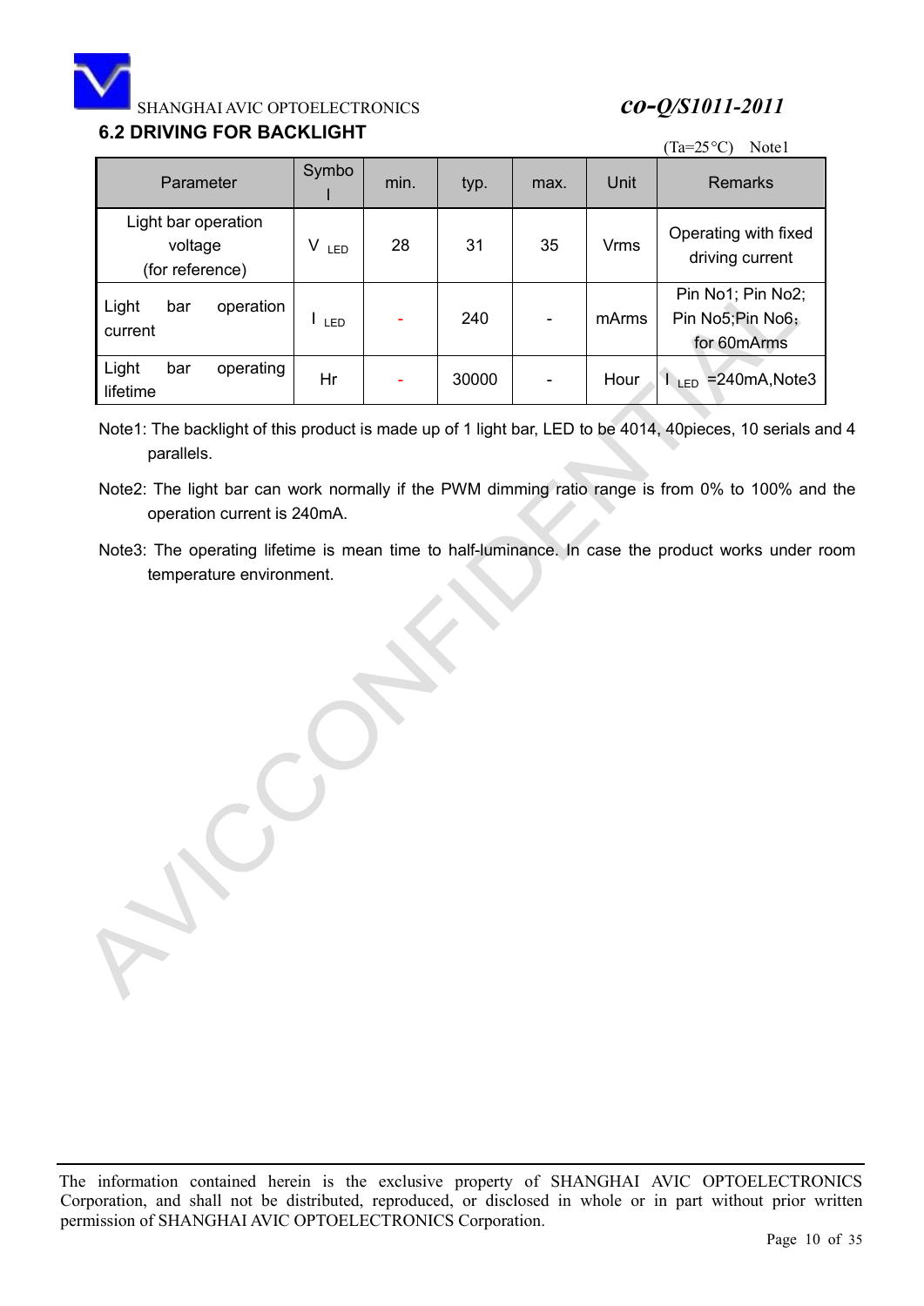## 6.2 DRIVING FOR BACKLIGHT

(Ta=25°C) Note1

| Parameter | Symbol | min. | typ. | max. | Unit | Remarks |
|---|---|---|---|---|---|---|
| Light bar operation voltage (for reference) | $V_{LED}$ | 28 | 31 | 35 | Vrms | Operating with fixed driving current |
| Light bar operation current | $I_{LED}$ | - | 240 | - | mArms | Pin No1; Pin No2; Pin No5;Pin No6; for 60mArms |
| Light bar operating lifetime | Hr | - | 30000 | - | Hour | $I_{LED}$ =240mA,Note3 |

Note1: The backlight of this product is made up of 1 light bar, LED to be 4014, 40pieces, 10 serials and 4 parallels.

Note2: The light bar can work normally if the PWM dimming ratio range is from 0% to 100% and the operation current is 240mA.

Note3: The operating lifetime is mean time to half-luminance. In case the product works under room temperature environment.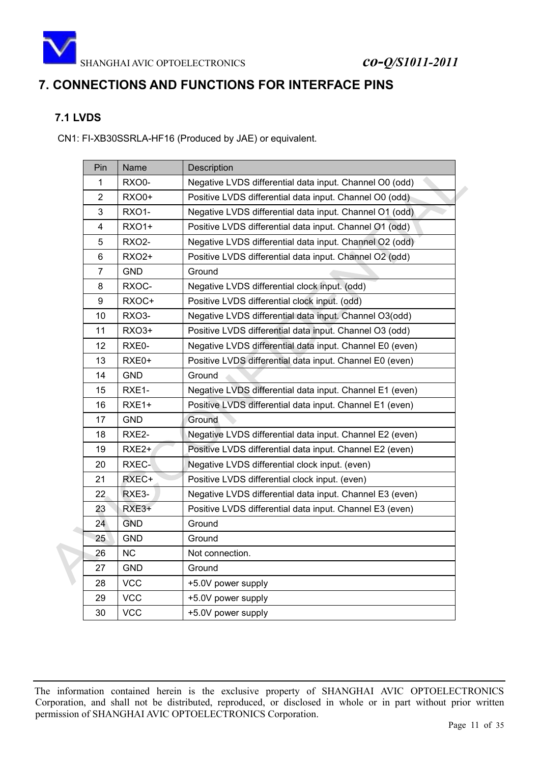# 7. CONNECTIONS AND FUNCTIONS FOR INTERFACE PINS

## 7.1 LVDS

CN1: FI-XB30SSRLA-HF16 (Produced by JAE) or equivalent.

| Pin | Name | Description |
|---|---|---|
| 1 | RXO0- | Negative LVDS differential data input. Channel O0 (odd) |
| 2 | RXO0+ | Positive LVDS differential data input. Channel O0 (odd) |
| 3 | RXO1- | Negative LVDS differential data input. Channel O1 (odd) |
| 4 | RXO1+ | Positive LVDS differential data input. Channel O1 (odd) |
| 5 | RXO2- | Negative LVDS differential data input. Channel O2 (odd) |
| 6 | RXO2+ | Positive LVDS differential data input. Channel O2 (odd) |
| 7 | GND | Ground |
| 8 | RXOC- | Negative LVDS differential clock input. (odd) |
| 9 | RXOC+ | Positive LVDS differential clock input. (odd) |
| 10 | RXO3- | Negative LVDS differential data input. Channel O3(odd) |
| 11 | RXO3+ | Positive LVDS differential data input. Channel O3 (odd) |
| 12 | RXE0- | Negative LVDS differential data input. Channel E0 (even) |
| 13 | RXE0+ | Positive LVDS differential data input. Channel E0 (even) |
| 14 | GND | Ground |
| 15 | RXE1- | Negative LVDS differential data input. Channel E1 (even) |
| 16 | RXE1+ | Positive LVDS differential data input. Channel E1 (even) |
| 17 | GND | Ground |
| 18 | RXE2- | Negative LVDS differential data input. Channel E2 (even) |
| 19 | RXE2+ | Positive LVDS differential data input. Channel E2 (even) |
| 20 | RXEC- | Negative LVDS differential clock input. (even) |
| 21 | RXEC+ | Positive LVDS differential clock input. (even) |
| 22 | RXE3- | Negative LVDS differential data input. Channel E3 (even) |
| 23 | RXE3+ | Positive LVDS differential data input. Channel E3 (even) |
| 24 | GND | Ground |
| 25 | GND | Ground |
| 26 | NC | Not connection. |
| 27 | GND | Ground |
| 28 | VCC | +5.0V power supply |
| 29 | VCC | +5.0V power supply |
| 30 | VCC | +5.0V power supply |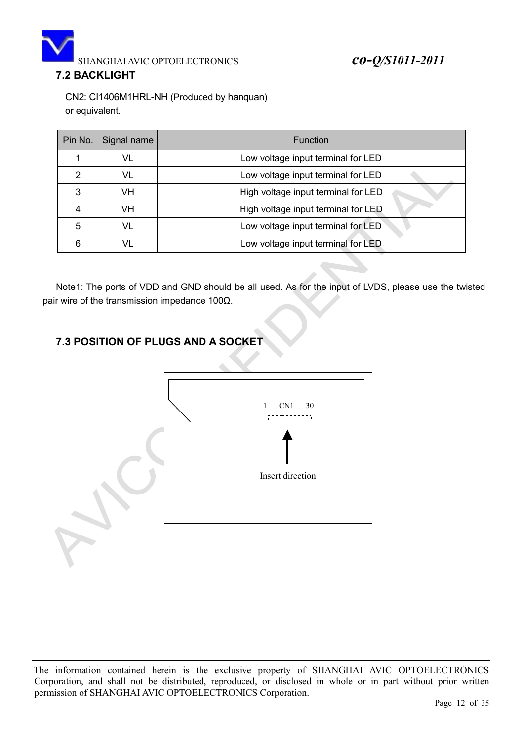## 7.2 BACKLIGHT

CN2: CI1406M1HRL-NH (Produced by hanquan)
or equivalent.

| Pin No. | Signal name | Function |
| --- | --- | --- |
| 1 | VL | Low voltage input terminal for LED |
| 2 | VL | Low voltage input terminal for LED |
| 3 | VH | High voltage input terminal for LED |
| 4 | VH | High voltage input terminal for LED |
| 5 | VL | Low voltage input terminal for LED |
| 6 | VL | Low voltage input terminal for LED |

Note1: The ports of VDD and GND should be all used. As for the input of LVDS, please use the twisted pair wire of the transmission impedance 100Ω.

## 7.3 POSITION OF PLUGS AND A SOCKET

1 CN1 30

Insert direction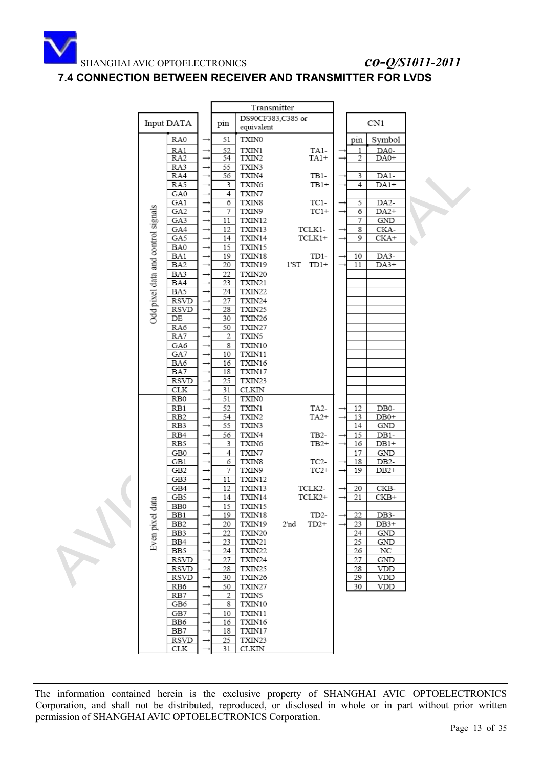## 7.4 CONNECTION BETWEEN RECEIVER AND TRANSMITTER FOR LVDS

| Input DATA | | | Transmitter pin | DS90CF383,C385 or equivalent | | | | CN1 pin | Symbol |
|---|---|---|---|---|---|---|---|---|---|
| Odd pixel data and control signals | RA0 | → | 51 | TXIN0 | | | | | |
| | RA1 | → | 52 | TXIN1 | | TA1- | → | 1 | DA0- |
| | RA2 | → | 54 | TXIN2 | | TA1+ | → | 2 | DA0+ |
| | RA3 | → | 55 | TXIN3 | | | | | |
| | RA4 | → | 56 | TXIN4 | | TB1- | → | 3 | DA1- |
| | RA5 | → | 3 | TXIN6 | | TB1+ | → | 4 | DA1+ |
| | GA0 | → | 4 | TXIN7 | | | | | |
| | GA1 | → | 6 | TXIN8 | | TC1- | → | 5 | DA2- |
| | GA2 | → | 7 | TXIN9 | | TC1+ | → | 6 | DA2+ |
| | GA3 | → | 11 | TXIN12 | | | | 7 | GND |
| | GA4 | → | 12 | TXIN13 | | TCLK1- | → | 8 | CKA- |
| | GA5 | → | 14 | TXIN14 | | TCLK1+ | → | 9 | CKA+ |
| | BA0 | → | 15 | TXIN15 | | | | | |
| | BA1 | → | 19 | TXIN18 | | TD1- | → | 10 | DA3- |
| | BA2 | → | 20 | TXIN19 | 1'ST | TD1+ | → | 11 | DA3+ |
| | BA3 | → | 22 | TXIN20 | | | | | |
| | BA4 | → | 23 | TXIN21 | | | | | |
| | BA5 | → | 24 | TXIN22 | | | | | |
| | RSVD | → | 27 | TXIN24 | | | | | |
| | RSVD | → | 28 | TXIN25 | | | | | |
| | DE | → | 30 | TXIN26 | | | | | |
| | RA6 | → | 50 | TXIN27 | | | | | |
| | RA7 | → | 2 | TXIN5 | | | | | |
| | GA6 | → | 8 | TXIN10 | | | | | |
| | GA7 | → | 10 | TXIN11 | | | | | |
| | BA6 | → | 16 | TXIN16 | | | | | |
| | BA7 | → | 18 | TXIN17 | | | | | |
| | RSVD | → | 25 | TXIN23 | | | | | |
| | CLK | → | 31 | CLKIN | | | | | |
| Even pixel data | RB0 | → | 51 | TXIN0 | | | | | |
| | RB1 | → | 52 | TXIN1 | | TA2- | → | 12 | DB0- |
| | RB2 | → | 54 | TXIN2 | | TA2+ | → | 13 | DB0+ |
| | RB3 | → | 55 | TXIN3 | | | | 14 | GND |
| | RB4 | → | 56 | TXIN4 | | TB2- | → | 15 | DB1- |
| | RB5 | → | 3 | TXIN6 | | TB2+ | → | 16 | DB1+ |
| | GB0 | → | 4 | TXIN7 | | | | 17 | GND |
| | GB1 | → | 6 | TXIN8 | | TC2- | → | 18 | DB2- |
| | GB2 | → | 7 | TXIN9 | | TC2+ | → | 19 | DB2+ |
| | GB3 | → | 11 | TXIN12 | | | | | |
| | GB4 | → | 12 | TXIN13 | | TCLK2- | → | 20 | CKB- |
| | GB5 | → | 14 | TXIN14 | | TCLK2+ | → | 21 | CKB+ |
| | BB0 | → | 15 | TXIN15 | | | | | |
| | BB1 | → | 19 | TXIN18 | | TD2- | → | 22 | DB3- |
| | BB2 | → | 20 | TXIN19 | 2'nd | TD2+ | → | 23 | DB3+ |
| | BB3 | → | 22 | TXIN20 | | | | 24 | GND |
| | BB4 | → | 23 | TXIN21 | | | | 25 | GND |
| | BB5 | → | 24 | TXIN22 | | | | 26 | NC |
| | RSVD | → | 27 | TXIN24 | | | | 27 | GND |
| | RSVD | → | 28 | TXIN25 | | | | 28 | VDD |
| | RSVD | → | 30 | TXIN26 | | | | 29 | VDD |
| | RB6 | → | 50 | TXIN27 | | | | 30 | VDD |
| | RB7 | → | 2 | TXIN5 | | | | | |
| | GB6 | → | 8 | TXIN10 | | | | | |
| | GB7 | → | 10 | TXIN11 | | | | | |
| | BB6 | → | 16 | TXIN16 | | | | | |
| | BB7 | → | 18 | TXIN17 | | | | | |
| | RSVD | → | 25 | TXIN23 | | | | | |
| | CLK | → | 31 | CLKIN | | | | | |

The information contained herein is the exclusive property of SHANGHAI AVIC OPTOELECTRONICS Corporation, and shall not be distributed, reproduced, or disclosed in whole or in part without prior written permission of SHANGHAI AVIC OPTOELECTRONICS Corporation.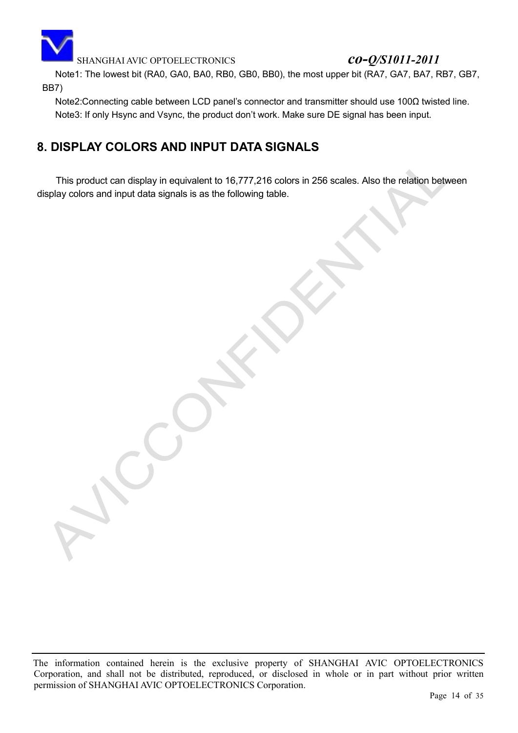Note1: The lowest bit (RA0, GA0, BA0, RB0, GB0, BB0), the most upper bit (RA7, GA7, BA7, RB7, GB7, BB7)

Note2:Connecting cable between LCD panel's connector and transmitter should use 100Ω twisted line.

Note3: If only Hsync and Vsync, the product don't work. Make sure DE signal has been input.

## 8. DISPLAY COLORS AND INPUT DATA SIGNALS

This product can display in equivalent to 16,777,216 colors in 256 scales. Also the relation between display colors and input data signals is as the following table.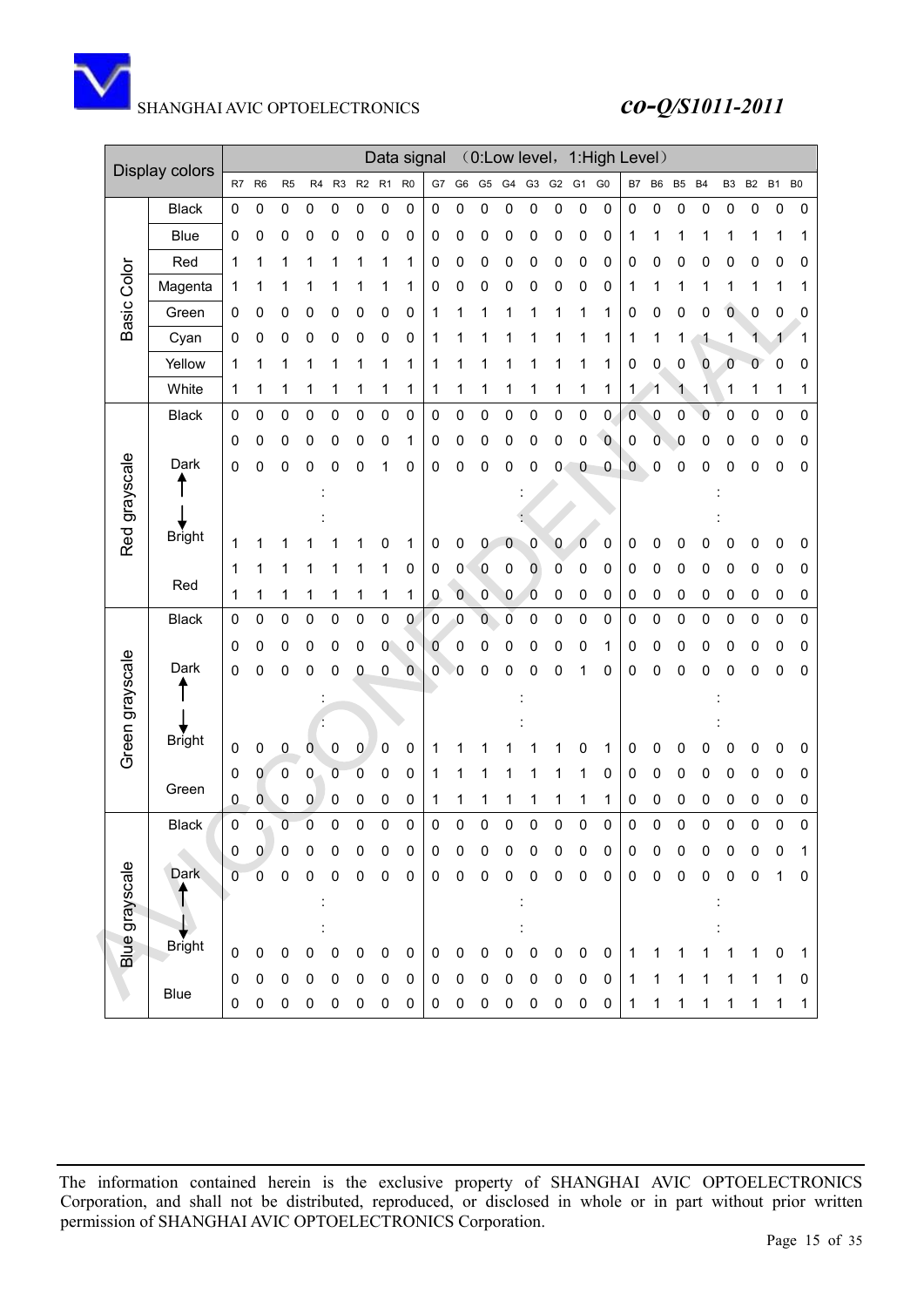| Display colors | | Data signal （0:Low level，1:High Level） | | | | | | | | | | | | | | | | | | | | | | | |
|---|---|---|---|---|---|---|---|---|---|---|---|---|---|---|---|---|---|---|---|---|---|---|---|---|---|
| | | R7 | R6 | R5 | R4 | R3 | R2 | R1 | R0 | G7 | G6 | G5 | G4 | G3 | G2 | G1 | G0 | B7 | B6 | B5 | B4 | B3 | B2 | B1 | B0 |
| Basic Color | Black | 0 | 0 | 0 | 0 | 0 | 0 | 0 | 0 | 0 | 0 | 0 | 0 | 0 | 0 | 0 | 0 | 0 | 0 | 0 | 0 | 0 | 0 | 0 | 0 |
| | Blue | 0 | 0 | 0 | 0 | 0 | 0 | 0 | 0 | 0 | 0 | 0 | 0 | 0 | 0 | 0 | 0 | 1 | 1 | 1 | 1 | 1 | 1 | 1 | 1 |
| | Red | 1 | 1 | 1 | 1 | 1 | 1 | 1 | 1 | 0 | 0 | 0 | 0 | 0 | 0 | 0 | 0 | 0 | 0 | 0 | 0 | 0 | 0 | 0 | 0 |
| | Magenta | 1 | 1 | 1 | 1 | 1 | 1 | 1 | 1 | 0 | 0 | 0 | 0 | 0 | 0 | 0 | 0 | 1 | 1 | 1 | 1 | 1 | 1 | 1 | 1 |
| | Green | 0 | 0 | 0 | 0 | 0 | 0 | 0 | 0 | 1 | 1 | 1 | 1 | 1 | 1 | 1 | 1 | 0 | 0 | 0 | 0 | 0 | 0 | 0 | 0 |
| | Cyan | 0 | 0 | 0 | 0 | 0 | 0 | 0 | 0 | 1 | 1 | 1 | 1 | 1 | 1 | 1 | 1 | 1 | 1 | 1 | 1 | 1 | 1 | 1 | 1 |
| | Yellow | 1 | 1 | 1 | 1 | 1 | 1 | 1 | 1 | 1 | 1 | 1 | 1 | 1 | 1 | 1 | 1 | 0 | 0 | 0 | 0 | 0 | 0 | 0 | 0 |
| | White | 1 | 1 | 1 | 1 | 1 | 1 | 1 | 1 | 1 | 1 | 1 | 1 | 1 | 1 | 1 | 1 | 1 | 1 | 1 | 1 | 1 | 1 | 1 | 1 |
| Red grayscale | Black | 0 | 0 | 0 | 0 | 0 | 0 | 0 | 0 | 0 | 0 | 0 | 0 | 0 | 0 | 0 | 0 | 0 | 0 | 0 | 0 | 0 | 0 | 0 | 0 |
| | | 0 | 0 | 0 | 0 | 0 | 0 | 0 | 1 | 0 | 0 | 0 | 0 | 0 | 0 | 0 | 0 | 0 | 0 | 0 | 0 | 0 | 0 | 0 | 0 |
| | Dark ↑ | 0 | 0 | 0 | 0 | 0 | 0 | 1 | 0 | 0 | 0 | 0 | 0 | 0 | 0 | 0 | 0 | 0 | 0 | 0 | 0 | 0 | 0 | 0 | 0 |
| | | | | | | : | | | | | | | | : | | | | | | | | : | | | |
| | ↓ | | | | | : | | | | | | | | : | | | | | | | | : | | | |
| | Bright | 1 | 1 | 1 | 1 | 1 | 1 | 0 | 1 | 0 | 0 | 0 | 0 | 0 | 0 | 0 | 0 | 0 | 0 | 0 | 0 | 0 | 0 | 0 | 0 |
| | | 1 | 1 | 1 | 1 | 1 | 1 | 1 | 0 | 0 | 0 | 0 | 0 | 0 | 0 | 0 | 0 | 0 | 0 | 0 | 0 | 0 | 0 | 0 | 0 |
| | Red | 1 | 1 | 1 | 1 | 1 | 1 | 1 | 1 | 0 | 0 | 0 | 0 | 0 | 0 | 0 | 0 | 0 | 0 | 0 | 0 | 0 | 0 | 0 | 0 |
| Green grayscale | Black | 0 | 0 | 0 | 0 | 0 | 0 | 0 | 0 | 0 | 0 | 0 | 0 | 0 | 0 | 0 | 0 | 0 | 0 | 0 | 0 | 0 | 0 | 0 | 0 |
| | | 0 | 0 | 0 | 0 | 0 | 0 | 0 | 0 | 0 | 0 | 0 | 0 | 0 | 0 | 0 | 1 | 0 | 0 | 0 | 0 | 0 | 0 | 0 | 0 |
| | Dark ↑ | 0 | 0 | 0 | 0 | 0 | 0 | 0 | 0 | 0 | 0 | 0 | 0 | 0 | 0 | 1 | 0 | 0 | 0 | 0 | 0 | 0 | 0 | 0 | 0 |
| | | | | | | : | | | | | | | | : | | | | | | | | : | | | |
| | ↓ | | | | | : | | | | | | | | : | | | | | | | | : | | | |
| | Bright | 0 | 0 | 0 | 0 | 0 | 0 | 0 | 0 | 1 | 1 | 1 | 1 | 1 | 1 | 0 | 1 | 0 | 0 | 0 | 0 | 0 | 0 | 0 | 0 |
| | | 0 | 0 | 0 | 0 | 0 | 0 | 0 | 0 | 1 | 1 | 1 | 1 | 1 | 1 | 1 | 0 | 0 | 0 | 0 | 0 | 0 | 0 | 0 | 0 |
| | Green | 0 | 0 | 0 | 0 | 0 | 0 | 0 | 0 | 1 | 1 | 1 | 1 | 1 | 1 | 1 | 1 | 0 | 0 | 0 | 0 | 0 | 0 | 0 | 0 |
| Blue grayscale | Black | 0 | 0 | 0 | 0 | 0 | 0 | 0 | 0 | 0 | 0 | 0 | 0 | 0 | 0 | 0 | 0 | 0 | 0 | 0 | 0 | 0 | 0 | 0 | 0 |
| | | 0 | 0 | 0 | 0 | 0 | 0 | 0 | 0 | 0 | 0 | 0 | 0 | 0 | 0 | 0 | 0 | 0 | 0 | 0 | 0 | 0 | 0 | 0 | 1 |
| | Dark ↑ | 0 | 0 | 0 | 0 | 0 | 0 | 0 | 0 | 0 | 0 | 0 | 0 | 0 | 0 | 0 | 0 | 0 | 0 | 0 | 0 | 0 | 0 | 1 | 0 |
| | | | | | | : | | | | | | | | : | | | | | | | | : | | | |
| | ↓ | | | | | : | | | | | | | | : | | | | | | | | : | | | |
| | Bright | 0 | 0 | 0 | 0 | 0 | 0 | 0 | 0 | 0 | 0 | 0 | 0 | 0 | 0 | 0 | 0 | 1 | 1 | 1 | 1 | 1 | 1 | 0 | 1 |
| | | 0 | 0 | 0 | 0 | 0 | 0 | 0 | 0 | 0 | 0 | 0 | 0 | 0 | 0 | 0 | 0 | 1 | 1 | 1 | 1 | 1 | 1 | 1 | 0 |
| | Blue | 0 | 0 | 0 | 0 | 0 | 0 | 0 | 0 | 0 | 0 | 0 | 0 | 0 | 0 | 0 | 0 | 1 | 1 | 1 | 1 | 1 | 1 | 1 | 1 |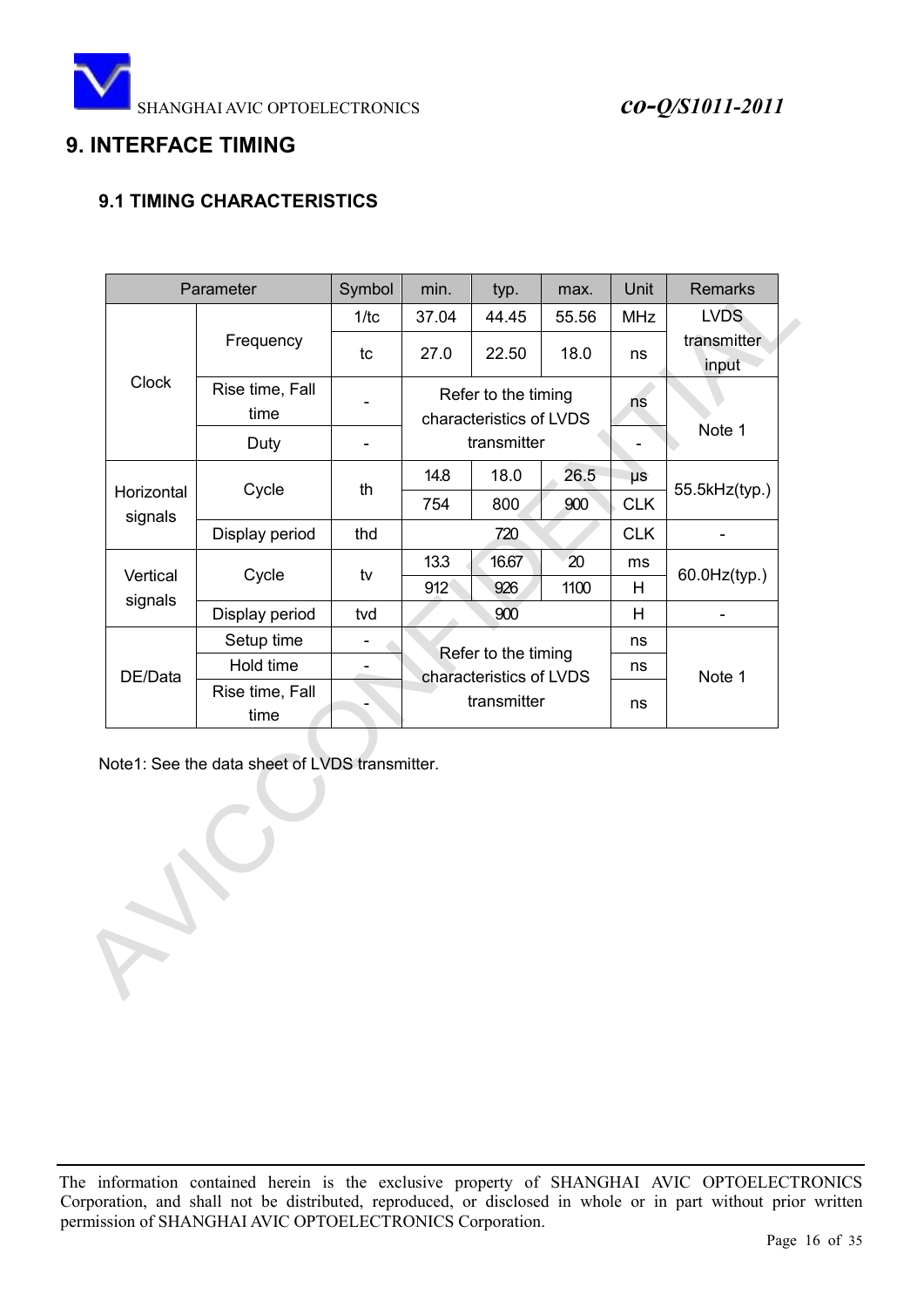# 9. INTERFACE TIMING

## 9.1 TIMING CHARACTERISTICS

| Parameter | | Symbol | min. | typ. | max. | Unit | Remarks |
|---|---|---|---|---|---|---|---|
| Clock | Frequency | 1/tc | 37.04 | 44.45 | 55.56 | MHz | LVDS transmitter input |
| | | tc | 27.0 | 22.50 | 18.0 | ns | |
| | Rise time, Fall time | - | Refer to the timing characteristics of LVDS transmitter | | | ns | Note 1 |
| | Duty | - | | | | - | |
| Horizontal signals | Cycle | th | 14.8 | 18.0 | 26.5 | μs | 55.5kHz(typ.) |
| | | | 754 | 800 | 900 | CLK | |
| | Display period | thd | 720 | | | CLK | - |
| Vertical signals | Cycle | tv | 13.3 | 16.67 | 20 | ms | 60.0Hz(typ.) |
| | | | 912 | 926 | 1100 | H | |
| | Display period | tvd | 900 | | | H | - |
| DE/Data | Setup time | - | Refer to the timing characteristics of LVDS transmitter | | | ns | Note 1 |
| | Hold time | - | | | | ns | |
| | Rise time, Fall time | - | | | | ns | |

Note1: See the data sheet of LVDS transmitter.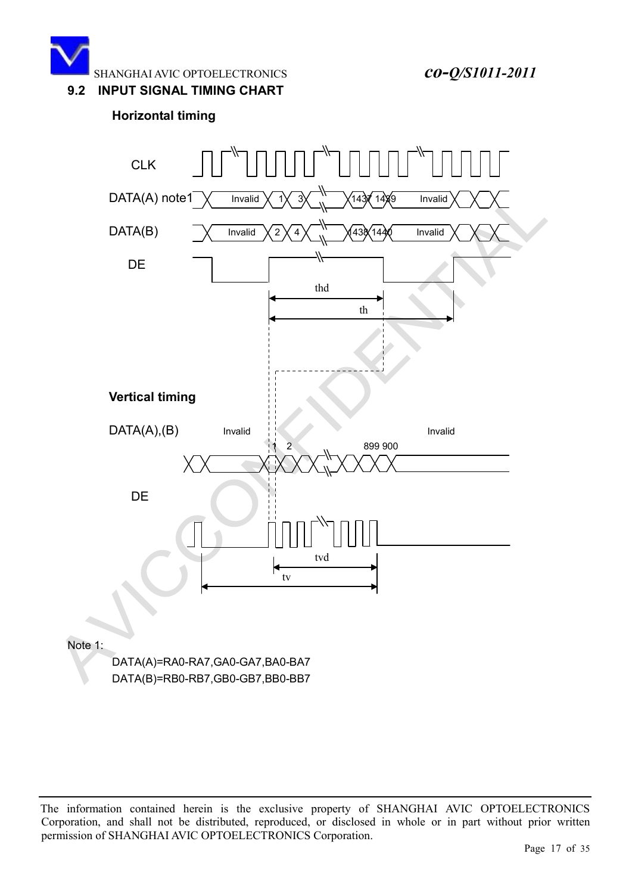## 9.2 INPUT SIGNAL TIMING CHART

**Horizontal timing**

CLK

DATA(A) note1 — Invalid, 1, 3, 1437, 1439, Invalid

DATA(B) — Invalid, 2, 4, 1438, 1440, Invalid

DE

thd

th

**Vertical timing**

DATA(A),(B) — Invalid, 1, 2, 899, 900, Invalid

DE

tvd

tv

Note 1:

DATA(A)=RA0-RA7,GA0-GA7,BA0-BA7

DATA(B)=RB0-RB7,GB0-GB7,BB0-BB7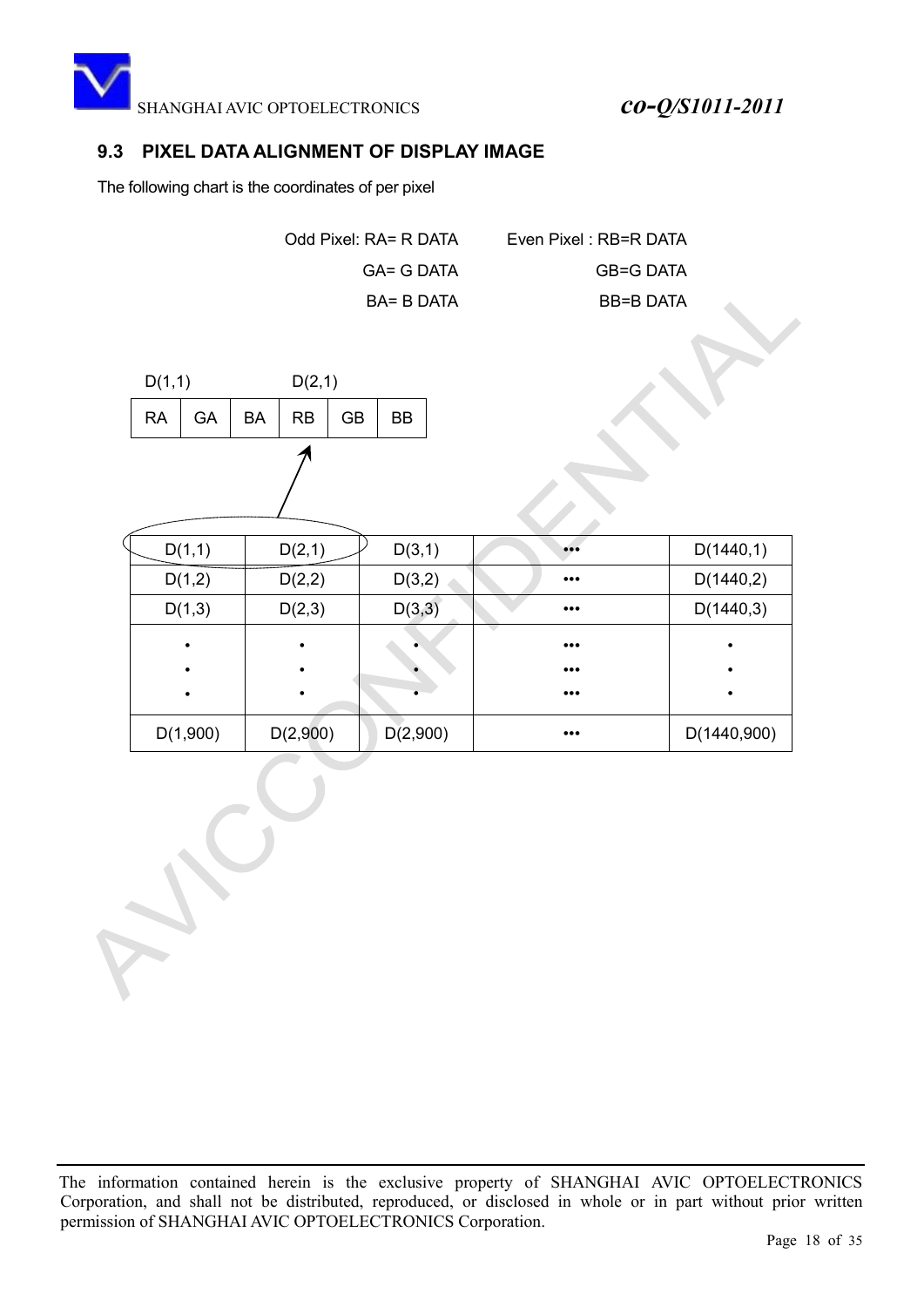## 9.3 PIXEL DATA ALIGNMENT OF DISPLAY IMAGE

The following chart is the coordinates of per pixel

| Odd Pixel: | Even Pixel : |
|---|---|
| RA= R DATA | RB=R DATA |
| GA= G DATA | GB=G DATA |
| BA= B DATA | BB=B DATA |

| D(1,1) | | | D(2,1) | | |
|---|---|---|---|---|---|
| RA | GA | BA | RB | GB | BB |

| D(1,1) | D(2,1) | D(3,1) | ••• | D(1440,1) |
|---|---|---|---|---|
| D(1,2) | D(2,2) | D(3,2) | ••• | D(1440,2) |
| D(1,3) | D(2,3) | D(3,3) | ••• | D(1440,3) |
| • | • | • | ••• | • |
| • | • | • | ••• | • |
| • | • | • | ••• | • |
| D(1,900) | D(2,900) | D(2,900) | ••• | D(1440,900) |

The information contained herein is the exclusive property of SHANGHAI AVIC OPTOELECTRONICS Corporation, and shall not be distributed, reproduced, or disclosed in whole or in part without prior written permission of SHANGHAI AVIC OPTOELECTRONICS Corporation.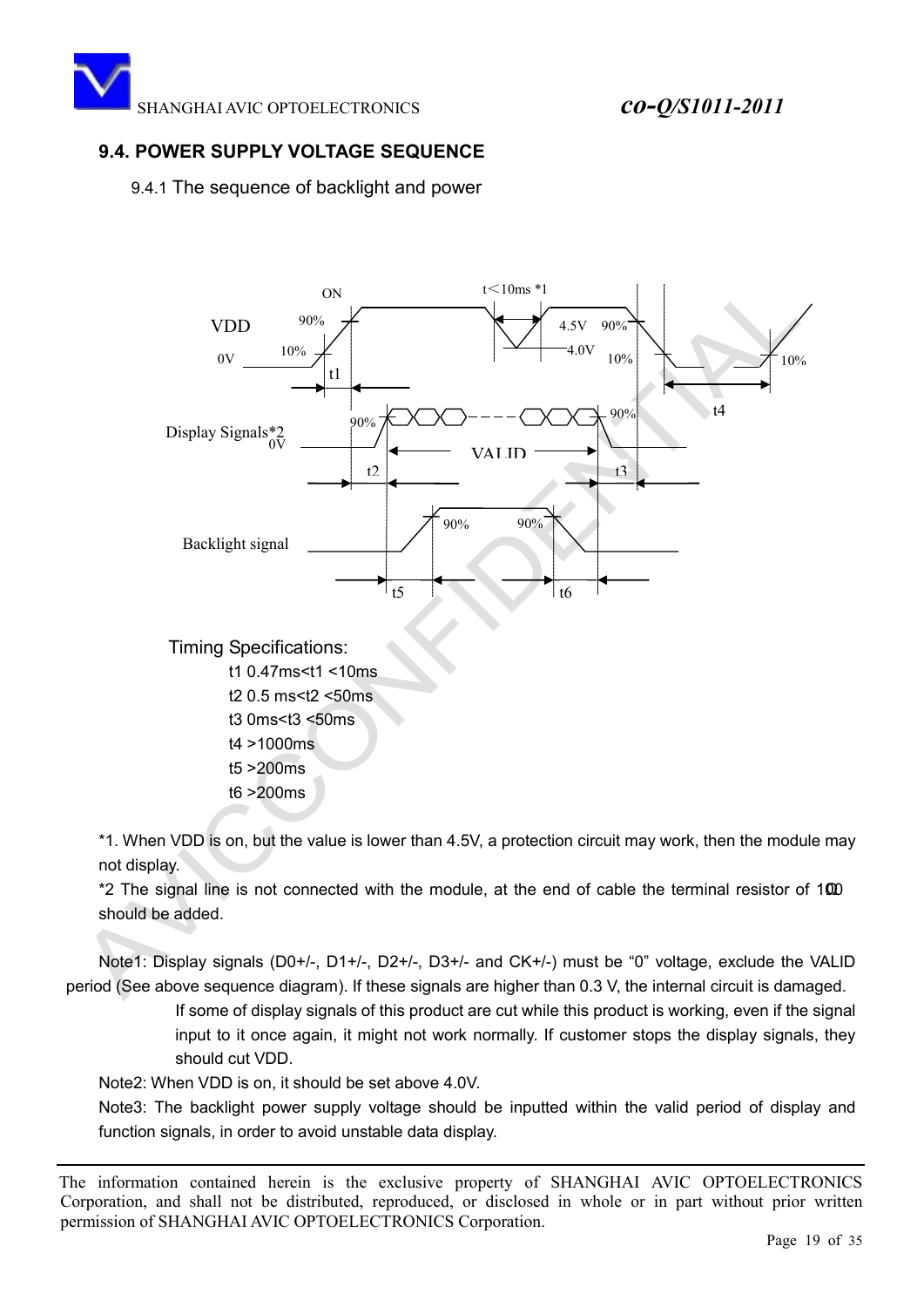## 9.4. POWER SUPPLY VOLTAGE SEQUENCE

9.4.1 The sequence of backlight and power

Timing Specifications:

t1 0.47ms<t1 <10ms

t2 0.5 ms<t2 <50ms

t3 0ms<t3 <50ms

t4 >1000ms

t5 >200ms

t6 >200ms

*1. When VDD is on, but the value is lower than 4.5V, a protection circuit may work, then the module may not display.

*2 The signal line is not connected with the module, at the end of cable the terminal resistor of 100Ω should be added.

Note1: Display signals (D0+/-, D1+/-, D2+/-, D3+/- and CK+/-) must be "0" voltage, exclude the VALID period (See above sequence diagram). If these signals are higher than 0.3 V, the internal circuit is damaged.

If some of display signals of this product are cut while this product is working, even if the signal input to it once again, it might not work normally. If customer stops the display signals, they should cut VDD.

Note2: When VDD is on, it should be set above 4.0V.

Note3: The backlight power supply voltage should be inputted within the valid period of display and function signals, in order to avoid unstable data display.

The information contained herein is the exclusive property of SHANGHAI AVIC OPTOELECTRONICS Corporation, and shall not be distributed, reproduced, or disclosed in whole or in part without prior written permission of SHANGHAI AVIC OPTOELECTRONICS Corporation.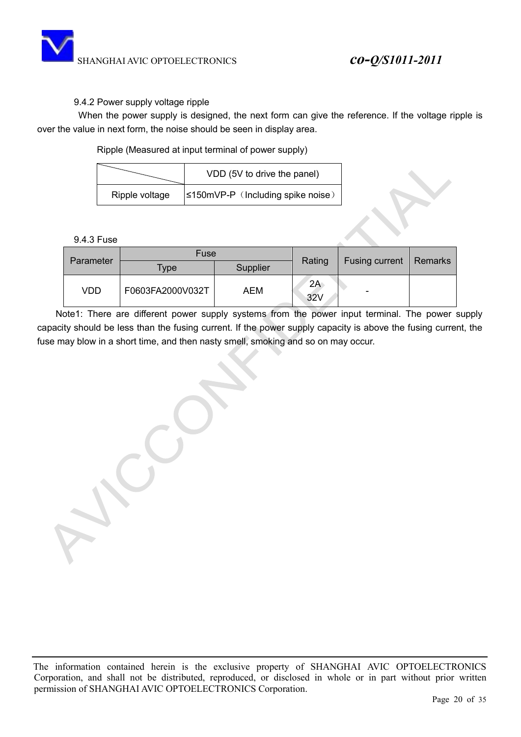### 9.4.2 Power supply voltage ripple

When the power supply is designed, the next form can give the reference. If the voltage ripple is over the value in next form, the noise should be seen in display area.

Ripple (Measured at input terminal of power supply)

| | VDD (5V to drive the panel) |
|---|---|
| Ripple voltage | ≤150mVP-P（Including spike noise） |

### 9.4.3 Fuse

| Parameter | Fuse | | Rating | Fusing current | Remarks |
|---|---|---|---|---|---|
| | Type | Supplier | | | |
| VDD | F0603FA2000V032T | AEM | 2A 32V | - | |

Note1: There are different power supply systems from the power input terminal. The power supply capacity should be less than the fusing current. If the power supply capacity is above the fusing current, the fuse may blow in a short time, and then nasty smell, smoking and so on may occur.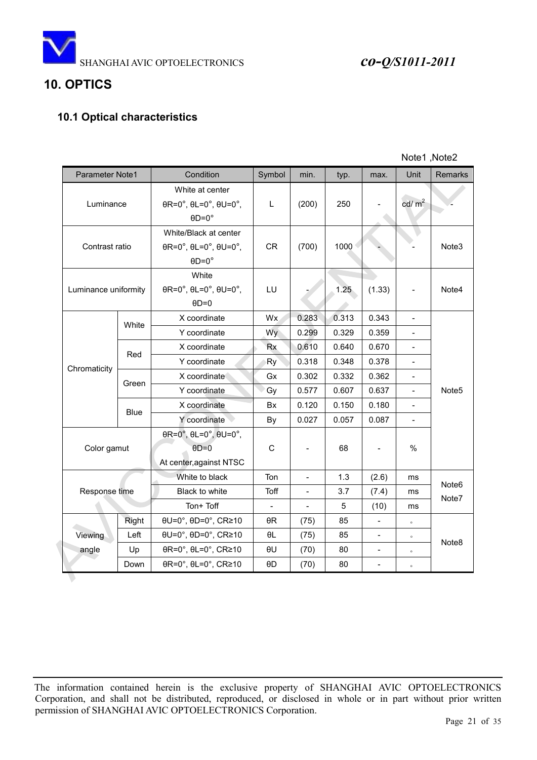## 10. OPTICS

### 10.1 Optical characteristics

Note1 ,Note2

| Parameter Note1 | | Condition | Symbol | min. | typ. | max. | Unit | Remarks |
|---|---|---|---|---|---|---|---|---|
| Luminance | | White at center θR=0°, θL=0°, θU=0°, θD=0° | L | (200) | 250 | - | cd/ $m^2$ | - |
| Contrast ratio | | White/Black at center θR=0°, θL=0°, θU=0°, θD=0° | CR | (700) | 1000 | - | - | Note3 |
| Luminance uniformity | | White θR=0°, θL=0°, θU=0°, θD=0 | LU | - | 1.25 | (1.33) | - | Note4 |
| Chromaticity | White | X coordinate | Wx | 0.283 | 0.313 | 0.343 | - | Note5 |
| | | Y coordinate | Wy | 0.299 | 0.329 | 0.359 | - | |
| | Red | X coordinate | Rx | 0.610 | 0.640 | 0.670 | - | |
| | | Y coordinate | Ry | 0.318 | 0.348 | 0.378 | - | |
| | Green | X coordinate | Gx | 0.302 | 0.332 | 0.362 | - | |
| | | Y coordinate | Gy | 0.577 | 0.607 | 0.637 | - | |
| | Blue | X coordinate | Bx | 0.120 | 0.150 | 0.180 | - | |
| | | Y coordinate | By | 0.027 | 0.057 | 0.087 | - | |
| Color gamut | | θR=0°, θL=0°, θU=0°, θD=0 At center,against NTSC | C | - | 68 | - | % | |
| Response time | | White to black | Ton | - | 1.3 | (2.6) | ms | Note6 Note7 |
| | | Black to white | Toff | - | 3.7 | (7.4) | ms | |
| | | Ton+ Toff | - | - | 5 | (10) | ms | |
| Viewing angle | Right | θU=0°, θD=0°, CR≥10 | θR | (75) | 85 | - | ° | Note8 |
| | Left | θU=0°, θD=0°, CR≥10 | θL | (75) | 85 | - | ° | |
| | Up | θR=0°, θL=0°, CR≥10 | θU | (70) | 80 | - | ° | |
| | Down | θR=0°, θL=0°, CR≥10 | θD | (70) | 80 | - | ° | |

The information contained herein is the exclusive property of SHANGHAI AVIC OPTOELECTRONICS Corporation, and shall not be distributed, reproduced, or disclosed in whole or in part without prior written permission of SHANGHAI AVIC OPTOELECTRONICS Corporation.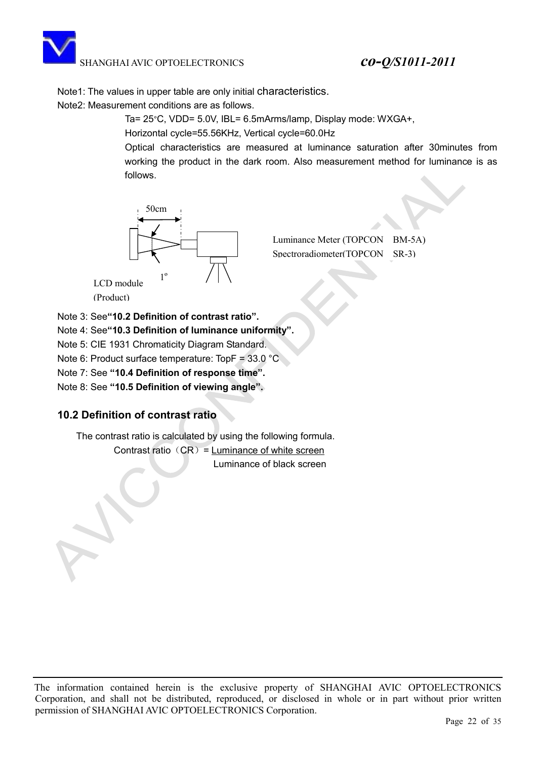Note1: The values in upper table are only initial characteristics.

Note2: Measurement conditions are as follows.

Ta= 25°C, VDD= 5.0V, IBL= 6.5mArms/lamp, Display mode: WXGA+,

Horizontal cycle=55.56KHz, Vertical cycle=60.0Hz

Optical characteristics are measured at luminance saturation after 30minutes from working the product in the dark room. Also measurement method for luminance is as follows.

50cm

1º

LCD module (Product)

Luminance Meter (TOPCON BM-5A)
Spectroradiometer(TOPCON SR-3)

Note 3: See **"10.2 Definition of contrast ratio".**

Note 4: See **"10.3 Definition of luminance uniformity".**

Note 5: CIE 1931 Chromaticity Diagram Standard.

Note 6: Product surface temperature: TopF = 33.0 °C

Note 7: See **"10.4 Definition of response time".**

Note 8: See **"10.5 Definition of viewing angle".**

## 10.2 Definition of contrast ratio

The contrast ratio is calculated by using the following formula.

$$\text{Contrast ratio (CR)} = \frac{\text{Luminance of white screen}}{\text{Luminance of black screen}}$$

The information contained herein is the exclusive property of SHANGHAI AVIC OPTOELECTRONICS Corporation, and shall not be distributed, reproduced, or disclosed in whole or in part without prior written permission of SHANGHAI AVIC OPTOELECTRONICS Corporation.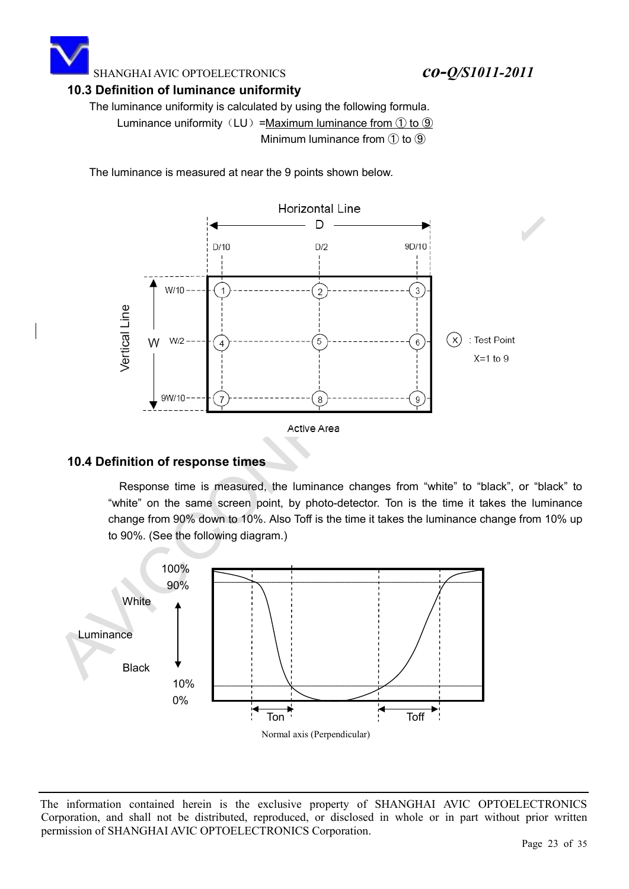### 10.3 Definition of luminance uniformity

The luminance uniformity is calculated by using the following formula.

$$\text{Luminance uniformity (LU)} = \frac{\text{Maximum luminance from ① to ⑨}}{\text{Minimum luminance from ① to ⑨}}$$

The luminance is measured at near the 9 points shown below.

### 10.4 Definition of response times

Response time is measured, the luminance changes from “white” to “black”, or “black” to “white” on the same screen point, by photo-detector. Ton is the time it takes the luminance change from 90% down to 10%. Also Toff is the time it takes the luminance change from 10% up to 90%. (See the following diagram.)

Normal axis (Perpendicular)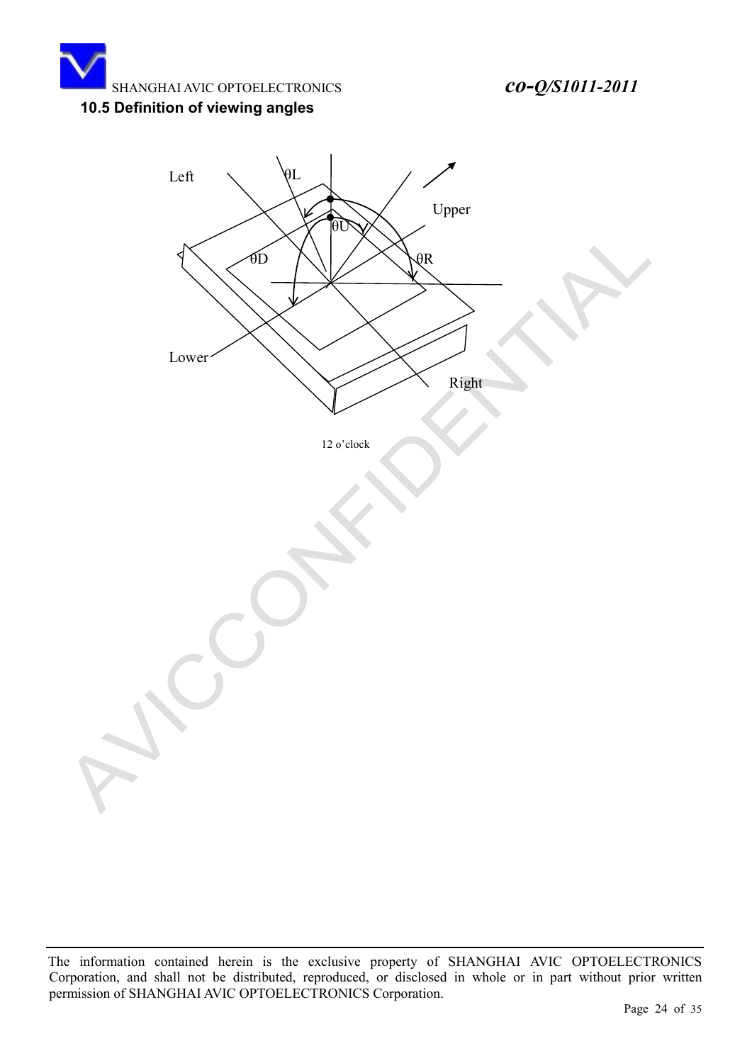### 10.5 Definition of viewing angles

Left θL Upper θU θD θR Lower Right

12 o'clock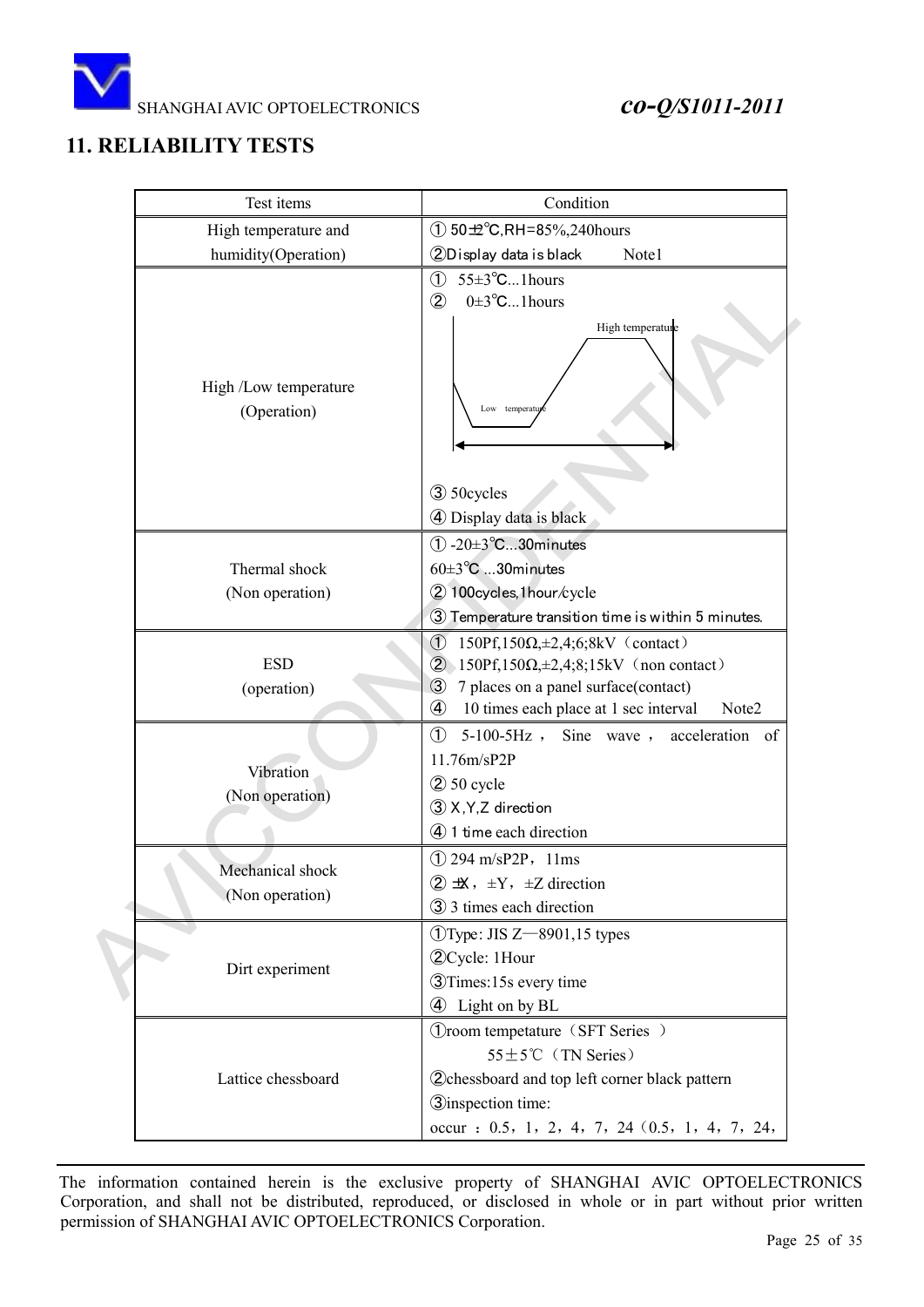## 11. RELIABILITY TESTS

| Test items | Condition |
|---|---|
| High temperature and humidity(Operation) | ① 50±2℃,RH=85%,240hours<br>②Display data is black Note1 |
| High /Low temperature (Operation) | ① 55±3℃...1hours<br>② 0±3℃...1hours<br>High temperature<br>Low temperature<br>③ 50cycles<br>④ Display data is black |
| Thermal shock (Non operation) | ① -20±3℃...30minutes<br>60±3℃ ...30minutes<br>② 100cycles,1hour/cycle<br>③ Temperature transition time is within 5 minutes. |
| ESD (operation) | ① 150Pf,150Ω,±2,4;6;8kV（contact）<br>② 150Pf,150Ω,±2,4;8;15kV（non contact）<br>③ 7 places on a panel surface(contact)<br>④ 10 times each place at 1 sec interval Note2 |
| Vibration (Non operation) | ① 5-100-5Hz， Sine wave， acceleration of 11.76m/sP2P<br>② 50 cycle<br>③ X,Y,Z direction<br>④ 1 time each direction |
| Mechanical shock (Non operation) | ① 294 m/sP2P，11ms<br>② ±X，±Y，±Z direction<br>③ 3 times each direction |
| Dirt experiment | ①Type: JIS Z—8901,15 types<br>②Cycle: 1Hour<br>③Times:15s every time<br>④ Light on by BL |
| Lattice chessboard | ①room tempetature（SFT Series ）<br>55±5℃（TN Series）<br>②chessboard and top left corner black pattern<br>③inspection time:<br>occur ：0.5，1，2，4，7，24（0.5，1，4，7，24， |

The information contained herein is the exclusive property of SHANGHAI AVIC OPTOELECTRONICS Corporation, and shall not be distributed, reproduced, or disclosed in whole or in part without prior written permission of SHANGHAI AVIC OPTOELECTRONICS Corporation.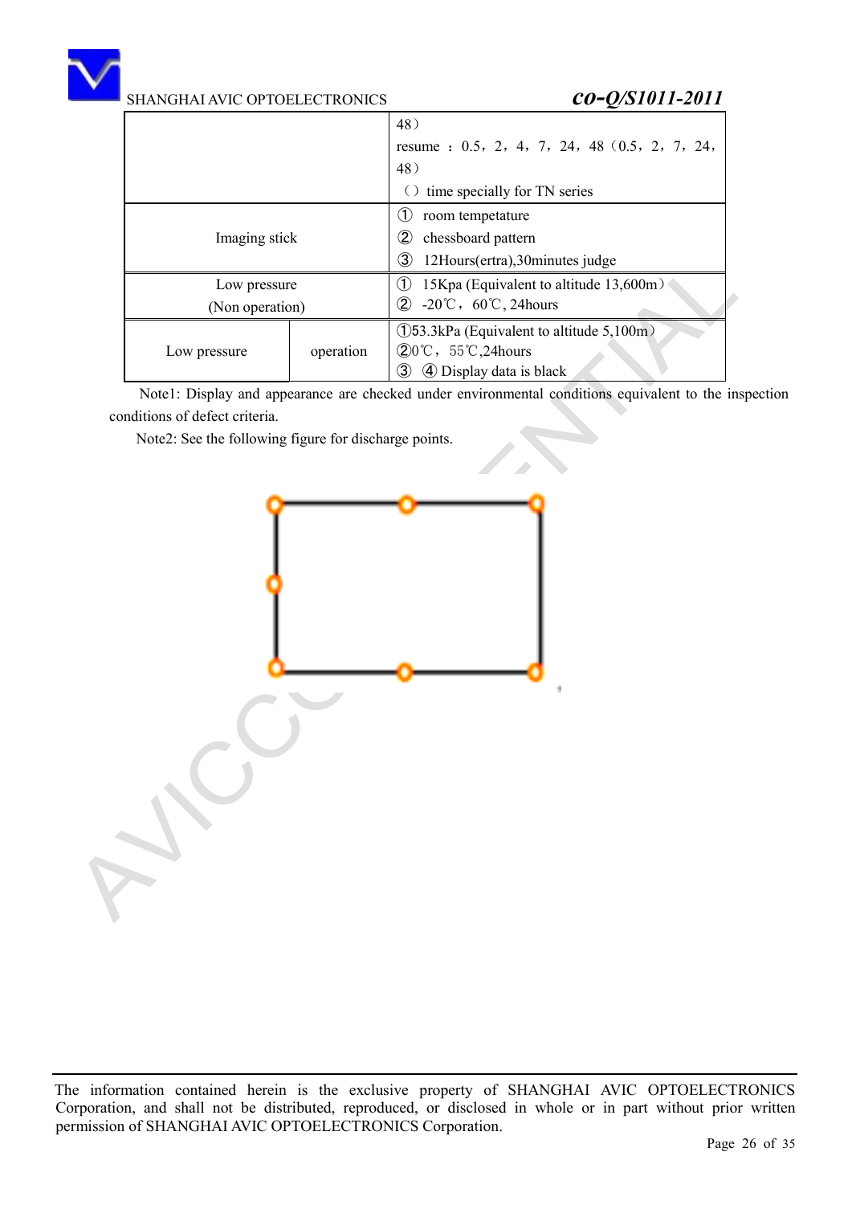| | | |
|---|---|---|
| | | 48）<br>resume ：0.5，2，4，7，24，48（0.5，2，7，24，48）<br>（）time specially for TN series |
| Imaging stick | | ① room tempetature<br>② chessboard pattern<br>③ 12Hours(ertra),30minutes judge |
| Low pressure (Non operation) | | ① 15Kpa (Equivalent to altitude 13,600m）<br>② -20℃，60℃, 24hours |
| Low pressure | operation | ①53.3kPa (Equivalent to altitude 5,100m）<br>②0℃，55℃,24hours<br>③ ④ Display data is black |

Note1: Display and appearance are checked under environmental conditions equivalent to the inspection conditions of defect criteria.

Note2: See the following figure for discharge points.

The information contained herein is the exclusive property of SHANGHAI AVIC OPTOELECTRONICS Corporation, and shall not be distributed, reproduced, or disclosed in whole or in part without prior written permission of SHANGHAI AVIC OPTOELECTRONICS Corporation.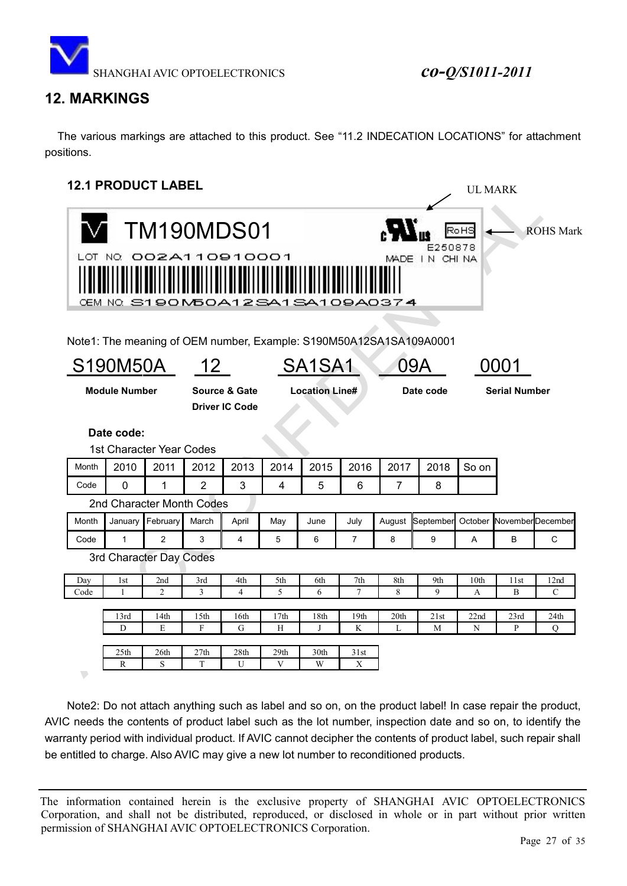## 12. MARKINGS

The various markings are attached to this product. See "11.2 INDECATION LOCATIONS" for attachment positions.

### 12.1 PRODUCT LABEL

UL MARK

TM190MDS01

LOT NO: 002A110910001

E250878

MADE IN CHINA

ROHS Mark

OEM NO: S190M50A12SA1SA109A0374

Note1: The meaning of OEM number, Example: S190M50A12SA1SA109A0001

| S190M50A | 12 | SA1SA1 | 09A | 0001 |
|---|---|---|---|---|
| **Module Number** | **Source & Gate Driver IC Code** | **Location Line#** | **Date code** | **Serial Number** |

**Date code:**

1st Character Year Codes

| Month | 2010 | 2011 | 2012 | 2013 | 2014 | 2015 | 2016 | 2017 | 2018 | So on |
|---|---|---|---|---|---|---|---|---|---|---|
| Code | 0 | 1 | 2 | 3 | 4 | 5 | 6 | 7 | 8 | |

2nd Character Month Codes

| Month | January | February | March | April | May | June | July | August | September | October | November | December |
|---|---|---|---|---|---|---|---|---|---|---|---|---|
| Code | 1 | 2 | 3 | 4 | 5 | 6 | 7 | 8 | 9 | A | B | C |

3rd Character Day Codes

| Day | 1st | 2nd | 3rd | 4th | 5th | 6th | 7th | 8th | 9th | 10th | 11st | 12nd |
|---|---|---|---|---|---|---|---|---|---|---|---|---|
| Code | 1 | 2 | 3 | 4 | 5 | 6 | 7 | 8 | 9 | A | B | C |

| 13rd | 14th | 15th | 16th | 17th | 18th | 19th | 20th | 21st | 22nd | 23rd | 24th |
|---|---|---|---|---|---|---|---|---|---|---|---|
| D | E | F | G | H | J | K | L | M | N | P | Q |

| 25th | 26th | 27th | 28th | 29th | 30th | 31st |
|---|---|---|---|---|---|---|
| R | S | T | U | V | W | X |

Note2: Do not attach anything such as label and so on, on the product label! In case repair the product, AVIC needs the contents of product label such as the lot number, inspection date and so on, to identify the warranty period with individual product. If AVIC cannot decipher the contents of product label, such repair shall be entitled to charge. Also AVIC may give a new lot number to reconditioned products.

The information contained herein is the exclusive property of SHANGHAI AVIC OPTOELECTRONICS Corporation, and shall not be distributed, reproduced, or disclosed in whole or in part without prior written permission of SHANGHAI AVIC OPTOELECTRONICS Corporation.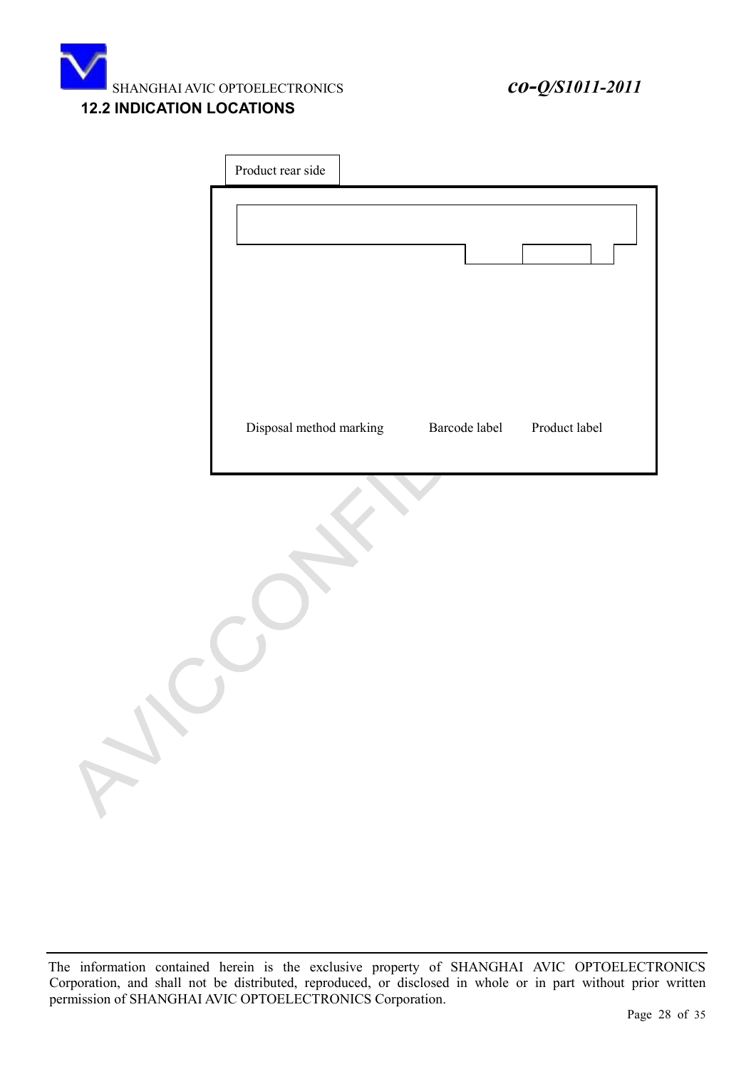### 12.2 INDICATION LOCATIONS

Product rear side

Disposal method marking　　Barcode label　　Product label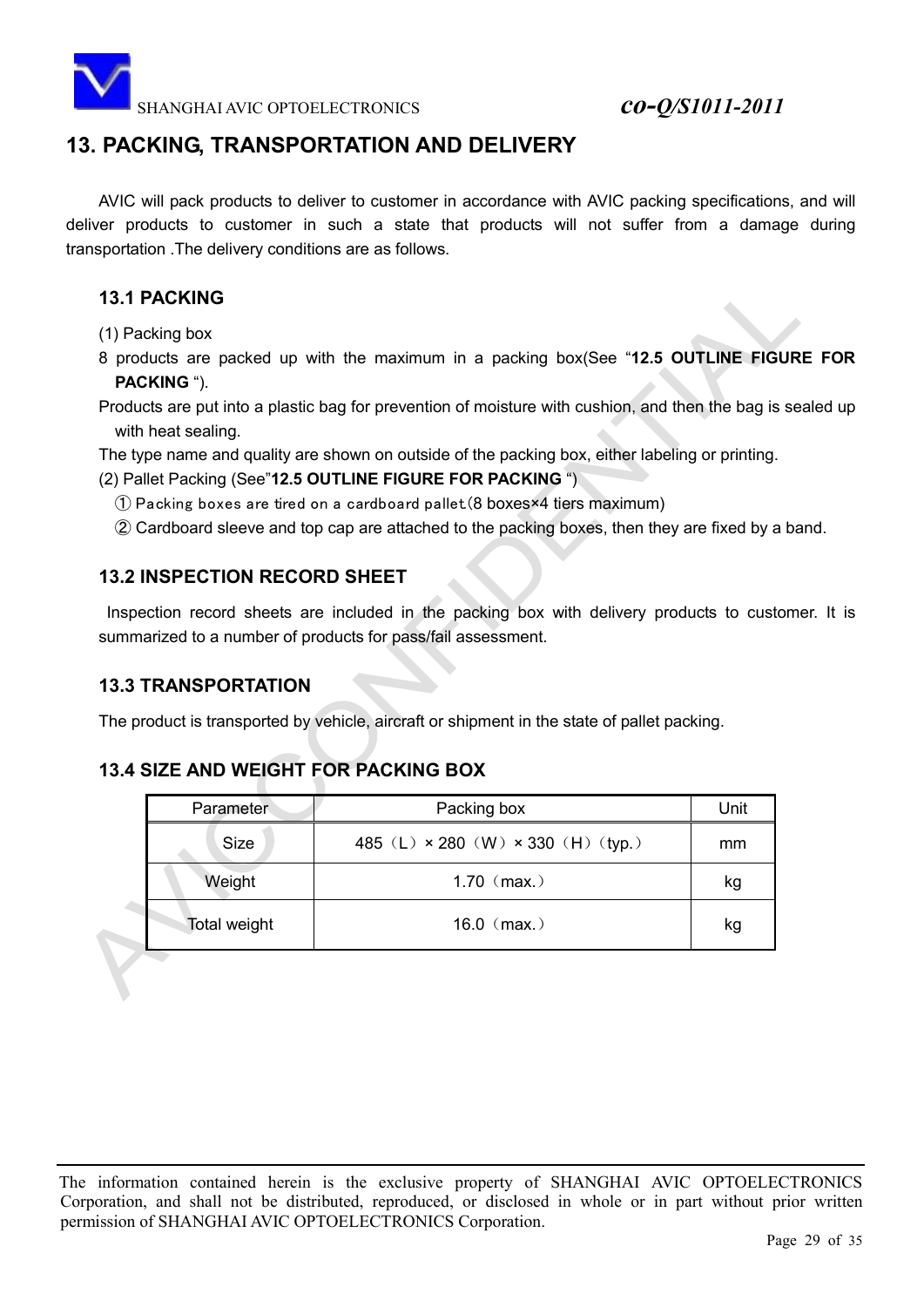# 13. PACKING, TRANSPORTATION AND DELIVERY

AVIC will pack products to deliver to customer in accordance with AVIC packing specifications, and will deliver products to customer in such a state that products will not suffer from a damage during transportation .The delivery conditions are as follows.

## 13.1 PACKING

(1) Packing box

8 products are packed up with the maximum in a packing box(See “**12.5 OUTLINE FIGURE FOR PACKING** “).

Products are put into a plastic bag for prevention of moisture with cushion, and then the bag is sealed up with heat sealing.

The type name and quality are shown on outside of the packing box, either labeling or printing.

(2) Pallet Packing (See”**12.5 OUTLINE FIGURE FOR PACKING** “)

① Packing boxes are tired on a cardboard pallet.(8 boxes×4 tiers maximum)

② Cardboard sleeve and top cap are attached to the packing boxes, then they are fixed by a band.

## 13.2 INSPECTION RECORD SHEET

Inspection record sheets are included in the packing box with delivery products to customer. It is summarized to a number of products for pass/fail assessment.

## 13.3 TRANSPORTATION

The product is transported by vehicle, aircraft or shipment in the state of pallet packing.

## 13.4 SIZE AND WEIGHT FOR PACKING BOX

| Parameter | Packing box | Unit |
|---|---|---|
| Size | 485（L）× 280（W）× 330（H）(typ.) | mm |
| Weight | 1.70（max.） | kg |
| Total weight | 16.0（max.） | kg |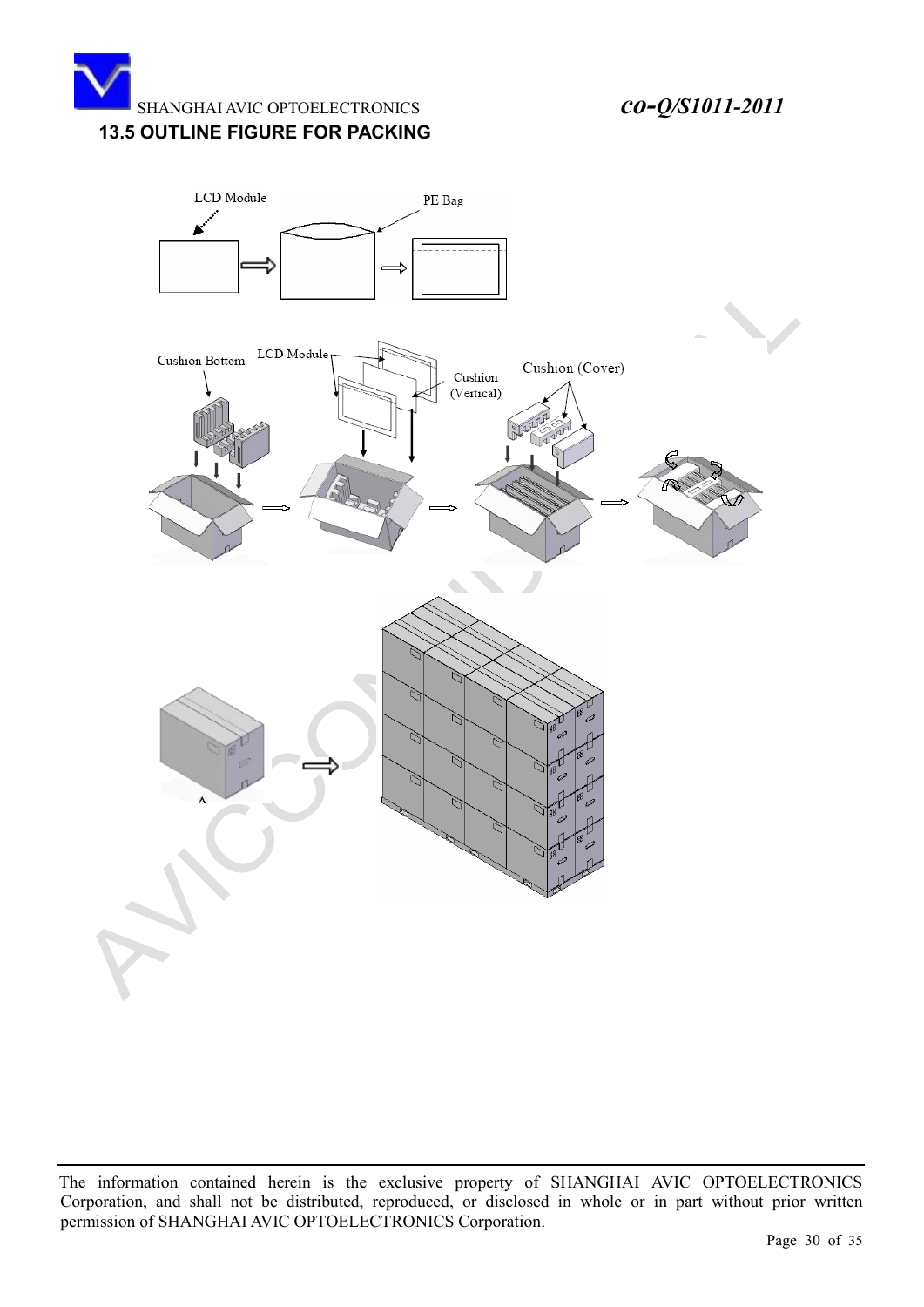## 13.5 OUTLINE FIGURE FOR PACKING

LCD Module

PE Bag

Cushion Bottom

LCD Module

Cushion (Vertical)

Cushion (Cover)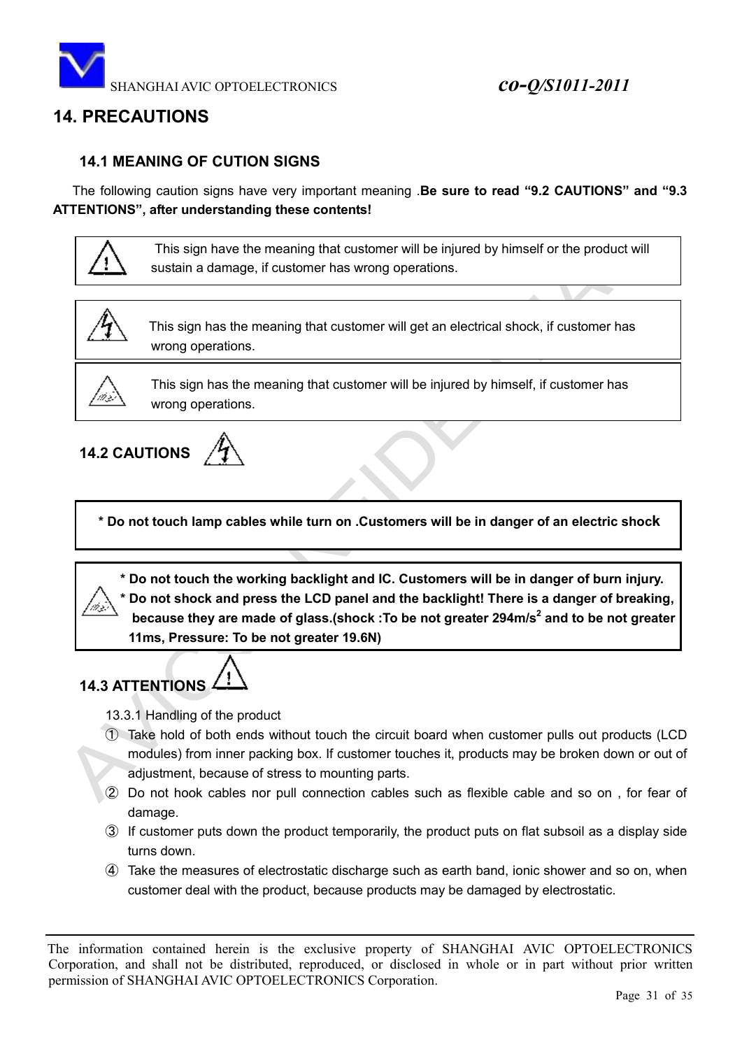## 14. PRECAUTIONS

### 14.1 MEANING OF CUTION SIGNS

The following caution signs have very important meaning .**Be sure to read "9.2 CAUTIONS" and "9.3 ATTENTIONS", after understanding these contents!**

| | |
|---|---|
| ⚠ | This sign have the meaning that customer will be injured by himself or the product will sustain a damage, if customer has wrong operations. |
| ⚡ | This sign has the meaning that customer will get an electrical shock, if customer has wrong operations. |
| ⚠ | This sign has the meaning that customer will be injured by himself, if customer has wrong operations. |

### 14.2 CAUTIONS

**\* Do not touch lamp cables while turn on .Customers will be in danger of an electric shock**

**\* Do not touch the working backlight and IC. Customers will be in danger of burn injury.**
**\* Do not shock and press the LCD panel and the backlight! There is a danger of breaking, because they are made of glass.(shock :To be not greater 294m/s$^2$ and to be not greater 11ms, Pressure: To be not greater 19.6N)**

### 14.3 ATTENTIONS

13.3.1 Handling of the product

① Take hold of both ends without touch the circuit board when customer pulls out products (LCD modules) from inner packing box. If customer touches it, products may be broken down or out of adjustment, because of stress to mounting parts.

② Do not hook cables nor pull connection cables such as flexible cable and so on , for fear of damage.

③ If customer puts down the product temporarily, the product puts on flat subsoil as a display side turns down.

④ Take the measures of electrostatic discharge such as earth band, ionic shower and so on, when customer deal with the product, because products may be damaged by electrostatic.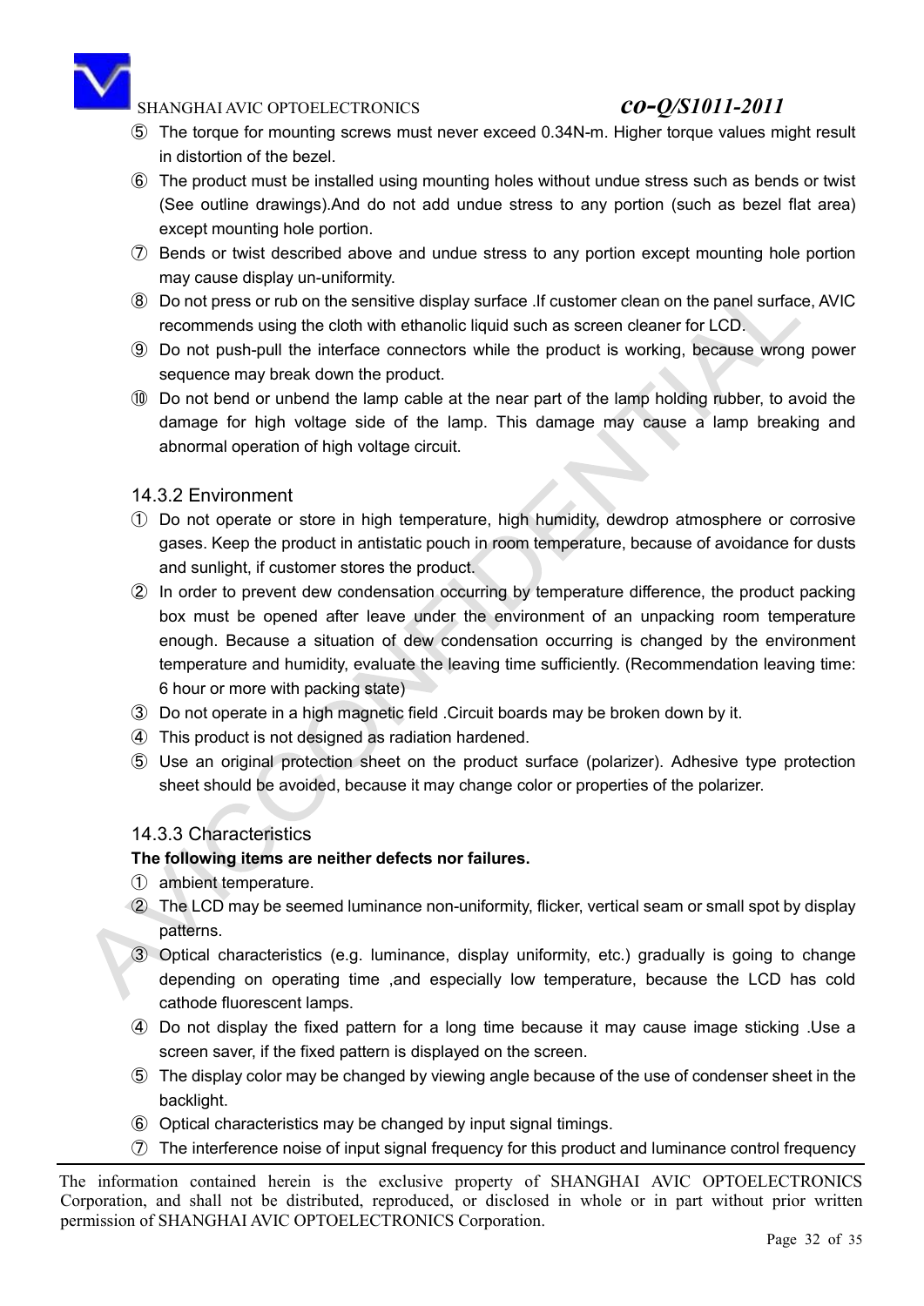⑤ The torque for mounting screws must never exceed 0.34N-m. Higher torque values might result in distortion of the bezel.

⑥ The product must be installed using mounting holes without undue stress such as bends or twist (See outline drawings).And do not add undue stress to any portion (such as bezel flat area) except mounting hole portion.

⑦ Bends or twist described above and undue stress to any portion except mounting hole portion may cause display un-uniformity.

⑧ Do not press or rub on the sensitive display surface .If customer clean on the panel surface, AVIC recommends using the cloth with ethanolic liquid such as screen cleaner for LCD.

⑨ Do not push-pull the interface connectors while the product is working, because wrong power sequence may break down the product.

⑩ Do not bend or unbend the lamp cable at the near part of the lamp holding rubber, to avoid the damage for high voltage side of the lamp. This damage may cause a lamp breaking and abnormal operation of high voltage circuit.

### 14.3.2 Environment

① Do not operate or store in high temperature, high humidity, dewdrop atmosphere or corrosive gases. Keep the product in antistatic pouch in room temperature, because of avoidance for dusts and sunlight, if customer stores the product.

② In order to prevent dew condensation occurring by temperature difference, the product packing box must be opened after leave under the environment of an unpacking room temperature enough. Because a situation of dew condensation occurring is changed by the environment temperature and humidity, evaluate the leaving time sufficiently. (Recommendation leaving time: 6 hour or more with packing state)

③ Do not operate in a high magnetic field .Circuit boards may be broken down by it.

④ This product is not designed as radiation hardened.

⑤ Use an original protection sheet on the product surface (polarizer). Adhesive type protection sheet should be avoided, because it may change color or properties of the polarizer.

### 14.3.3 Characteristics

**The following items are neither defects nor failures.**

① ambient temperature.

② The LCD may be seemed luminance non-uniformity, flicker, vertical seam or small spot by display patterns.

③ Optical characteristics (e.g. luminance, display uniformity, etc.) gradually is going to change depending on operating time ,and especially low temperature, because the LCD has cold cathode fluorescent lamps.

④ Do not display the fixed pattern for a long time because it may cause image sticking .Use a screen saver, if the fixed pattern is displayed on the screen.

⑤ The display color may be changed by viewing angle because of the use of condenser sheet in the backlight.

⑥ Optical characteristics may be changed by input signal timings.

⑦ The interference noise of input signal frequency for this product and luminance control frequency

The information contained herein is the exclusive property of SHANGHAI AVIC OPTOELECTRONICS Corporation, and shall not be distributed, reproduced, or disclosed in whole or in part without prior written permission of SHANGHAI AVIC OPTOELECTRONICS Corporation.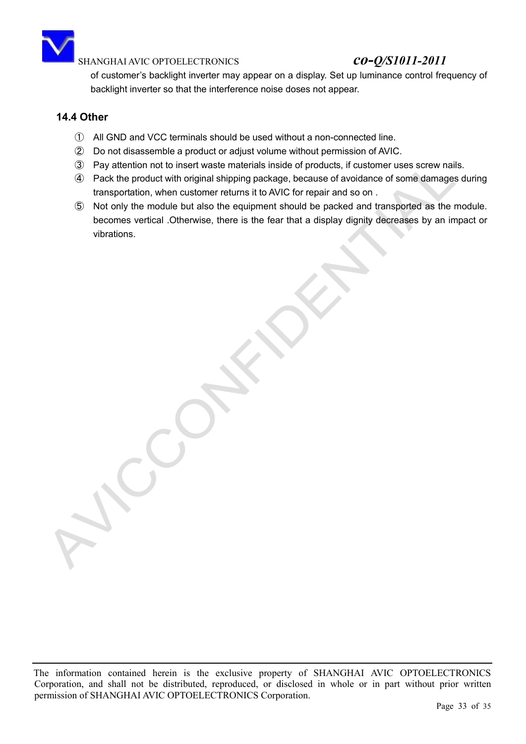of customer's backlight inverter may appear on a display. Set up luminance control frequency of backlight inverter so that the interference noise doses not appear.

### 14.4 Other

① All GND and VCC terminals should be used without a non-connected line.

② Do not disassemble a product or adjust volume without permission of AVIC.

③ Pay attention not to insert waste materials inside of products, if customer uses screw nails.

④ Pack the product with original shipping package, because of avoidance of some damages during transportation, when customer returns it to AVIC for repair and so on .

⑤ Not only the module but also the equipment should be packed and transported as the module. becomes vertical .Otherwise, there is the fear that a display dignity decreases by an impact or vibrations.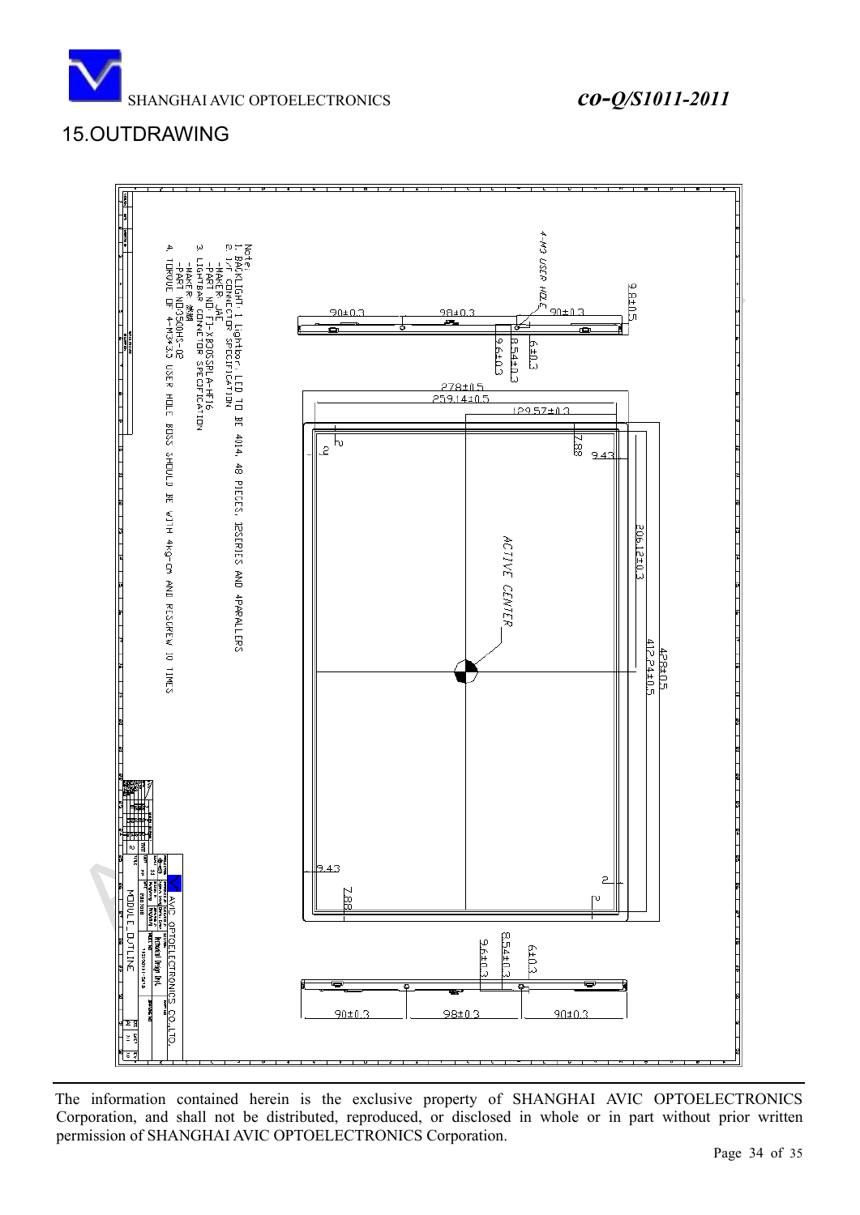## 15.OUTDRAWING

Note:
1. BACKLIGHT: 1 Lightbar, LED TO BE 4014, 48 PIECES, 12SERIES AND 4PARALLERS
2. I/F CONNECTOR SPECIFICATION
   -MAKER: JAE
   -PART NO: FI-XB30SSRLA-HF16
3. LIGHTBAR CONNECTOR SPECIFICATION
   -MAKER: 浆驰
   -PART NO:3500HS-02
4. TORQUE OF 4-M3*3.5 USER HOLE BOSS SHOULD BE WITH 4kg-cm AND RESCREW 10 TIMES

4-M3 USER HOLE

9.8±0.5

90±0.3 &nbsp;&nbsp; 98±0.3 &nbsp;&nbsp; 90±0.3

6±0.3

8.54±0.3

9.6±0.3

278±0.5

259.14±0.5

129.57±0.3

7.88

9.43

206.12±0.3

412.24±0.5

428±0.5

ACTIVE CENTER

AVIC OPTOELECTRONICS CO.,LTD.

MODULE_OUTLINE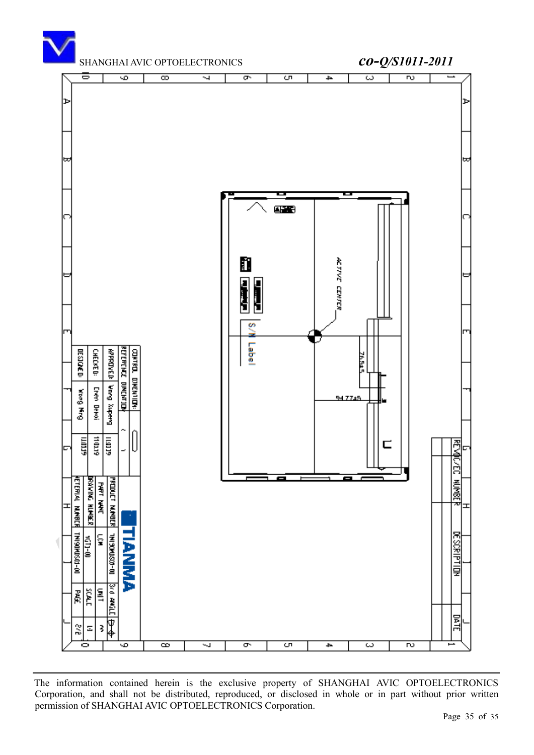ACTIVE CENTER

S/N Label

76.5±5

94.77±5

REVISION/EC NUMBER | DESCRIPTION | DATE

| | | | | |
|---|---|---|---|---|
| CONTROL DIMENSION: | | TIANMA | | |
| REFERENCE DIMENSION: | ( ) | | | |
| APPROVED: | Wang Xupeng | 110119 | PRODUCT NUMBER | TM190MDS01-00 | 3rd ANGLE |
| CHECKED: | Chen Dehoi | 110119 | PART NAME | LCM | UNIT | mm |
| DESIGNED: | Wang Ning | 110119 | DRAWING NUMBER | YGT1-00 | SCALE | 1:1 |
| | | | MATERIAL NUMBER | TM190MDS01-00 | PAGE | 2/2 |

The information contained herein is the exclusive property of SHANGHAI AVIC OPTOELECTRONICS Corporation, and shall not be distributed, reproduced, or disclosed in whole or in part without prior written permission of SHANGHAI AVIC OPTOELECTRONICS Corporation.